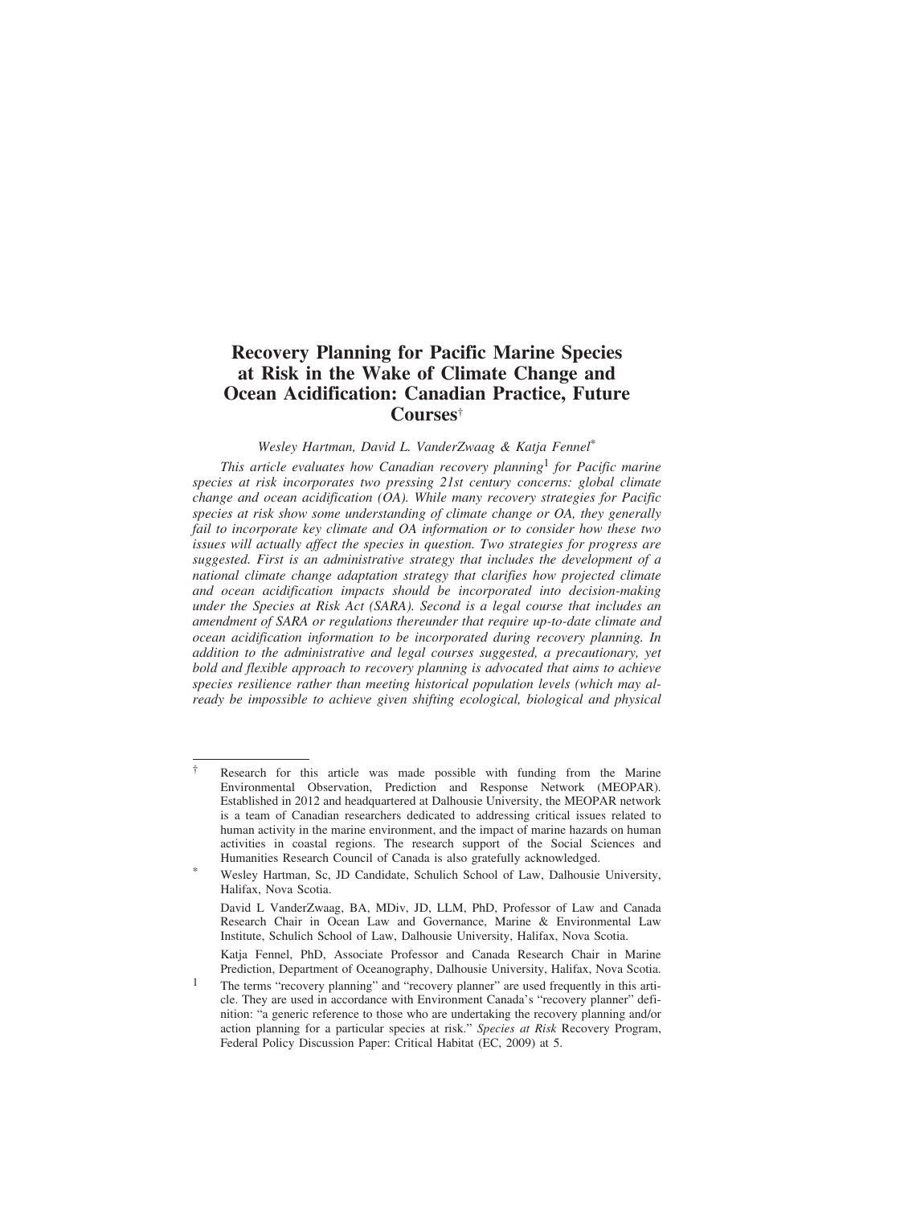# Recovery Planning for Pacific Marine Species at Risk in the Wake of Climate Change and Ocean Acidification: Canadian Practice, Future Courses[†]

*Wesley Hartman, David L. VanderZwaag & Katja Fennel*[*]

*This article evaluates how Canadian recovery planning*[1] *for Pacific marine species at risk incorporates two pressing 21st century concerns: global climate change and ocean acidification (OA). While many recovery strategies for Pacific species at risk show some understanding of climate change or OA, they generally fail to incorporate key climate and OA information or to consider how these two issues will actually affect the species in question. Two strategies for progress are suggested. First is an administrative strategy that includes the development of a national climate change adaptation strategy that clarifies how projected climate and ocean acidification impacts should be incorporated into decision-making under the Species at Risk Act (SARA). Second is a legal course that includes an amendment of SARA or regulations thereunder that require up-to-date climate and ocean acidification information to be incorporated during recovery planning. In addition to the administrative and legal courses suggested, a precautionary, yet bold and flexible approach to recovery planning is advocated that aims to achieve species resilience rather than meeting historical population levels (which may already be impossible to achieve given shifting ecological, biological and physical*

---

[†] Research for this article was made possible with funding from the Marine Environmental Observation, Prediction and Response Network (MEOPAR). Established in 2012 and headquartered at Dalhousie University, the MEOPAR network is a team of Canadian researchers dedicated to addressing critical issues related to human activity in the marine environment, and the impact of marine hazards on human activities in coastal regions. The research support of the Social Sciences and Humanities Research Council of Canada is also gratefully acknowledged.

[*] Wesley Hartman, Sc, JD Candidate, Schulich School of Law, Dalhousie University, Halifax, Nova Scotia.

David L VanderZwaag, BA, MDiv, JD, LLM, PhD, Professor of Law and Canada Research Chair in Ocean Law and Governance, Marine & Environmental Law Institute, Schulich School of Law, Dalhousie University, Halifax, Nova Scotia.

Katja Fennel, PhD, Associate Professor and Canada Research Chair in Marine Prediction, Department of Oceanography, Dalhousie University, Halifax, Nova Scotia.

[1] The terms "recovery planning" and "recovery planner" are used frequently in this article. They are used in accordance with Environment Canada's "recovery planner" definition: "a generic reference to those who are undertaking the recovery planning and/or action planning for a particular species at risk." *Species at Risk* Recovery Program, Federal Policy Discussion Paper: Critical Habitat (EC, 2009) at 5.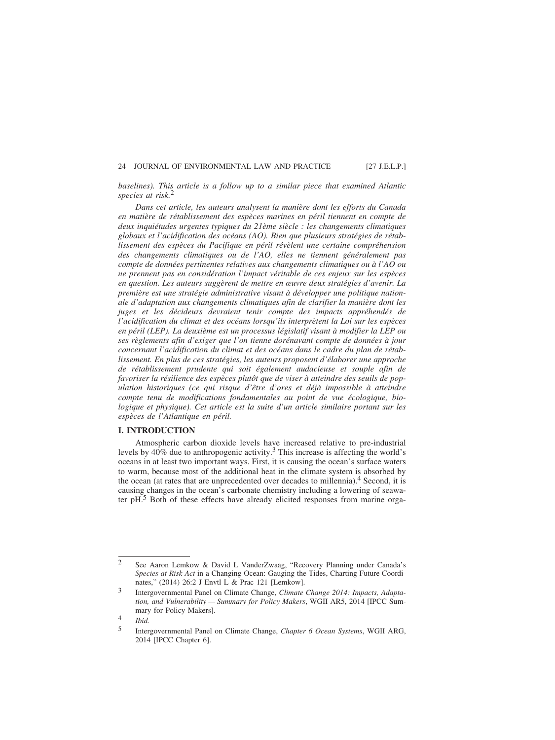*baselines). This article is a follow up to a similar piece that examined Atlantic species at risk.*[2]

*Dans cet article, les auteurs analysent la manière dont les efforts du Canada en matière de rétablissement des espèces marines en péril tiennent en compte de deux inquiétudes urgentes typiques du 21ème siècle : les changements climatiques globaux et l'acidification des océans (AO). Bien que plusieurs stratégies de rétablissement des espèces du Pacifique en péril révèlent une certaine compréhension des changements climatiques ou de l'AO, elles ne tiennent généralement pas compte de données pertinentes relatives aux changements climatiques ou à l'AO ou ne prennent pas en considération l'impact véritable de ces enjeux sur les espèces en question. Les auteurs suggèrent de mettre en œuvre deux stratégies d'avenir. La première est une stratégie administrative visant à développer une politique nationale d'adaptation aux changements climatiques afin de clarifier la manière dont les juges et les décideurs devraient tenir compte des impacts appréhendés de l'acidification du climat et des océans lorsqu'ils interprètent la Loi sur les espèces en péril (LEP). La deuxième est un processus législatif visant à modifier la LEP ou ses règlements afin d'exiger que l'on tienne dorénavant compte de données à jour concernant l'acidification du climat et des océans dans le cadre du plan de rétablissement. En plus de ces stratégies, les auteurs proposent d'élaborer une approche de rétablissement prudente qui soit également audacieuse et souple afin de favoriser la résilience des espèces plutôt que de viser à atteindre des seuils de population historiques (ce qui risque d'être d'ores et déjà impossible à atteindre compte tenu de modifications fondamentales au point de vue écologique, biologique et physique). Cet article est la suite d'un article similaire portant sur les espèces de l'Atlantique en péril.*

## I. INTRODUCTION

Atmospheric carbon dioxide levels have increased relative to pre-industrial levels by 40% due to anthropogenic activity.[3] This increase is affecting the world's oceans in at least two important ways. First, it is causing the ocean's surface waters to warm, because most of the additional heat in the climate system is absorbed by the ocean (at rates that are unprecedented over decades to millennia).[4] Second, it is causing changes in the ocean's carbonate chemistry including a lowering of seawater pH.[5] Both of these effects have already elicited responses from marine orga-

---

2 See Aaron Lemkow & David L VanderZwaag, "Recovery Planning under Canada's *Species at Risk Act* in a Changing Ocean: Gauging the Tides, Charting Future Coordinates," (2014) 26:2 J Envtl L & Prac 121 [Lemkow].

3 Intergovernmental Panel on Climate Change, *Climate Change 2014: Impacts, Adaptation, and Vulnerability — Summary for Policy Makers*, WGII AR5, 2014 [IPCC Summary for Policy Makers].

4 *Ibid.*

5 Intergovernmental Panel on Climate Change, *Chapter 6 Ocean Systems*, WGII ARG, 2014 [IPCC Chapter 6].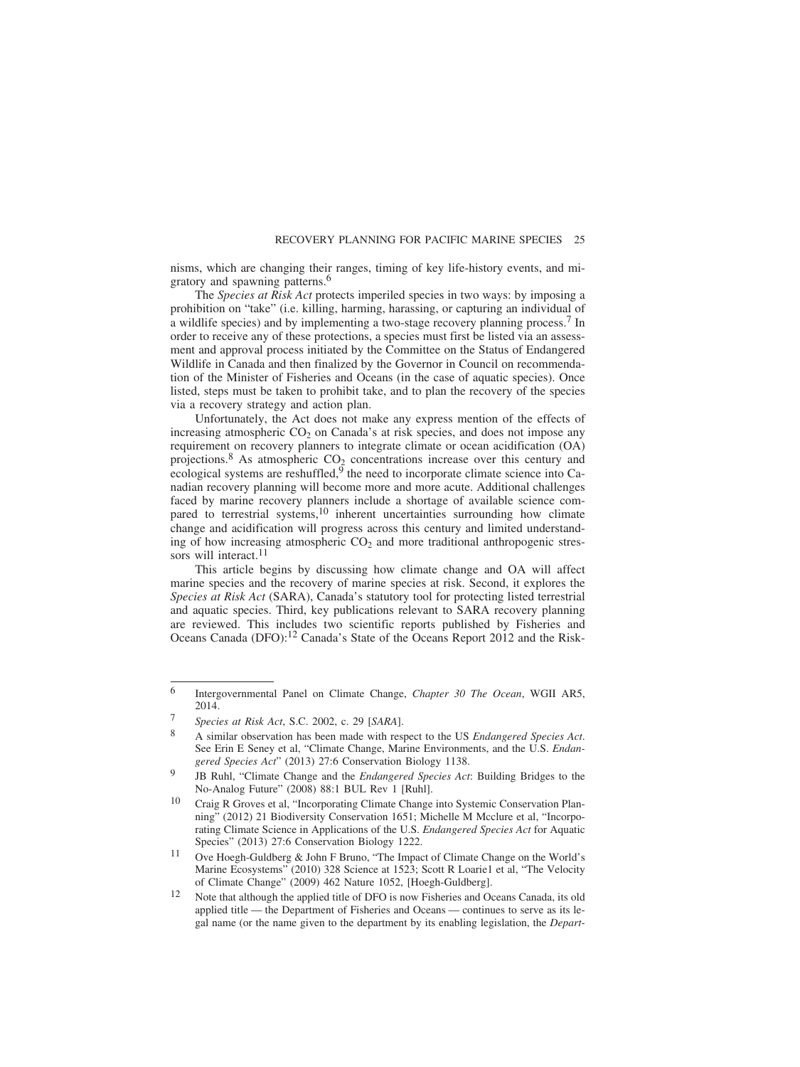nisms, which are changing their ranges, timing of key life-history events, and migratory and spawning patterns.[6]

The *Species at Risk Act* protects imperiled species in two ways: by imposing a prohibition on "take" (i.e. killing, harming, harassing, or capturing an individual of a wildlife species) and by implementing a two-stage recovery planning process.[7] In order to receive any of these protections, a species must first be listed via an assessment and approval process initiated by the Committee on the Status of Endangered Wildlife in Canada and then finalized by the Governor in Council on recommendation of the Minister of Fisheries and Oceans (in the case of aquatic species). Once listed, steps must be taken to prohibit take, and to plan the recovery of the species via a recovery strategy and action plan.

Unfortunately, the Act does not make any express mention of the effects of increasing atmospheric $CO_2$ on Canada's at risk species, and does not impose any requirement on recovery planners to integrate climate or ocean acidification (OA) projections.[8] As atmospheric $CO_2$ concentrations increase over this century and ecological systems are reshuffled,[9] the need to incorporate climate science into Canadian recovery planning will become more and more acute. Additional challenges faced by marine recovery planners include a shortage of available science compared to terrestrial systems,[10] inherent uncertainties surrounding how climate change and acidification will progress across this century and limited understanding of how increasing atmospheric $CO_2$ and more traditional anthropogenic stressors will interact.[11]

This article begins by discussing how climate change and OA will affect marine species and the recovery of marine species at risk. Second, it explores the *Species at Risk Act* (SARA), Canada's statutory tool for protecting listed terrestrial and aquatic species. Third, key publications relevant to SARA recovery planning are reviewed. This includes two scientific reports published by Fisheries and Oceans Canada (DFO):[12] Canada's State of the Oceans Report 2012 and the Risk-

---

6 Intergovernmental Panel on Climate Change, *Chapter 30 The Ocean*, WGII AR5, 2014.

7 *Species at Risk Act*, S.C. 2002, c. 29 [*SARA*].

8 A similar observation has been made with respect to the US *Endangered Species Act*. See Erin E Seney et al, "Climate Change, Marine Environments, and the U.S. *Endangered Species Act*" (2013) 27:6 Conservation Biology 1138.

9 JB Ruhl, "Climate Change and the *Endangered Species Act*: Building Bridges to the No-Analog Future" (2008) 88:1 BUL Rev 1 [Ruhl].

10 Craig R Groves et al, "Incorporating Climate Change into Systemic Conservation Planning" (2012) 21 Biodiversity Conservation 1651; Michelle M Mcclure et al, "Incorporating Climate Science in Applications of the U.S. *Endangered Species Act* for Aquatic Species" (2013) 27:6 Conservation Biology 1222.

11 Ove Hoegh-Guldberg & John F Bruno, "The Impact of Climate Change on the World's Marine Ecosystems" (2010) 328 Science at 1523; Scott R Loarie1 et al, "The Velocity of Climate Change" (2009) 462 Nature 1052, [Hoegh-Guldberg].

12 Note that although the applied title of DFO is now Fisheries and Oceans Canada, its old applied title — the Department of Fisheries and Oceans — continues to serve as its legal name (or the name given to the department by its enabling legislation, the *Depart-*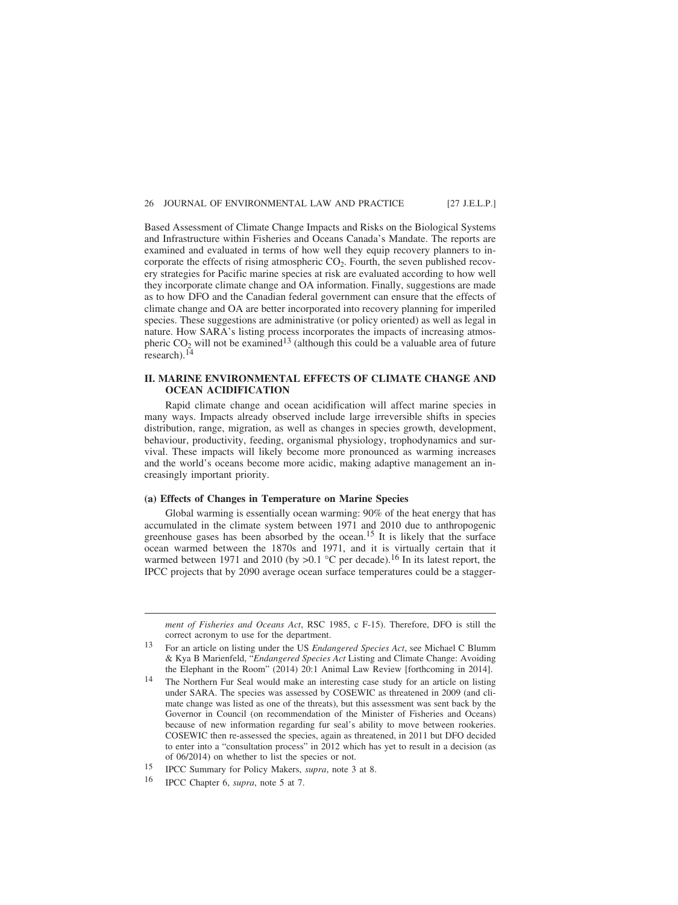Based Assessment of Climate Change Impacts and Risks on the Biological Systems and Infrastructure within Fisheries and Oceans Canada's Mandate. The reports are examined and evaluated in terms of how well they equip recovery planners to incorporate the effects of rising atmospheric $CO_2$. Fourth, the seven published recovery strategies for Pacific marine species at risk are evaluated according to how well they incorporate climate change and OA information. Finally, suggestions are made as to how DFO and the Canadian federal government can ensure that the effects of climate change and OA are better incorporated into recovery planning for imperiled species. These suggestions are administrative (or policy oriented) as well as legal in nature. How SARA's listing process incorporates the impacts of increasing atmospheric $CO_2$ will not be examined[13] (although this could be a valuable area of future research).[14]

## II. MARINE ENVIRONMENTAL EFFECTS OF CLIMATE CHANGE AND OCEAN ACIDIFICATION

Rapid climate change and ocean acidification will affect marine species in many ways. Impacts already observed include large irreversible shifts in species distribution, range, migration, as well as changes in species growth, development, behaviour, productivity, feeding, organismal physiology, trophodynamics and survival. These impacts will likely become more pronounced as warming increases and the world's oceans become more acidic, making adaptive management an increasingly important priority.

### (a) Effects of Changes in Temperature on Marine Species

Global warming is essentially ocean warming: 90% of the heat energy that has accumulated in the climate system between 1971 and 2010 due to anthropogenic greenhouse gases has been absorbed by the ocean.[15] It is likely that the surface ocean warmed between the 1870s and 1971, and it is virtually certain that it warmed between 1971 and 2010 (by >0.1 °C per decade).[16] In its latest report, the IPCC projects that by 2090 average ocean surface temperatures could be a stagger-

---

*ment of Fisheries and Oceans Act*, RSC 1985, c F-15). Therefore, DFO is still the correct acronym to use for the department.

[13] For an article on listing under the US *Endangered Species Act*, see Michael C Blumm & Kya B Marienfeld, "*Endangered Species Act* Listing and Climate Change: Avoiding the Elephant in the Room" (2014) 20:1 Animal Law Review [forthcoming in 2014].

[14] The Northern Fur Seal would make an interesting case study for an article on listing under SARA. The species was assessed by COSEWIC as threatened in 2009 (and climate change was listed as one of the threats), but this assessment was sent back by the Governor in Council (on recommendation of the Minister of Fisheries and Oceans) because of new information regarding fur seal's ability to move between rookeries. COSEWIC then re-assessed the species, again as threatened, in 2011 but DFO decided to enter into a "consultation process" in 2012 which has yet to result in a decision (as of 06/2014) on whether to list the species or not.

[15] IPCC Summary for Policy Makers, *supra*, note 3 at 8.

[16] IPCC Chapter 6, *supra*, note 5 at 7.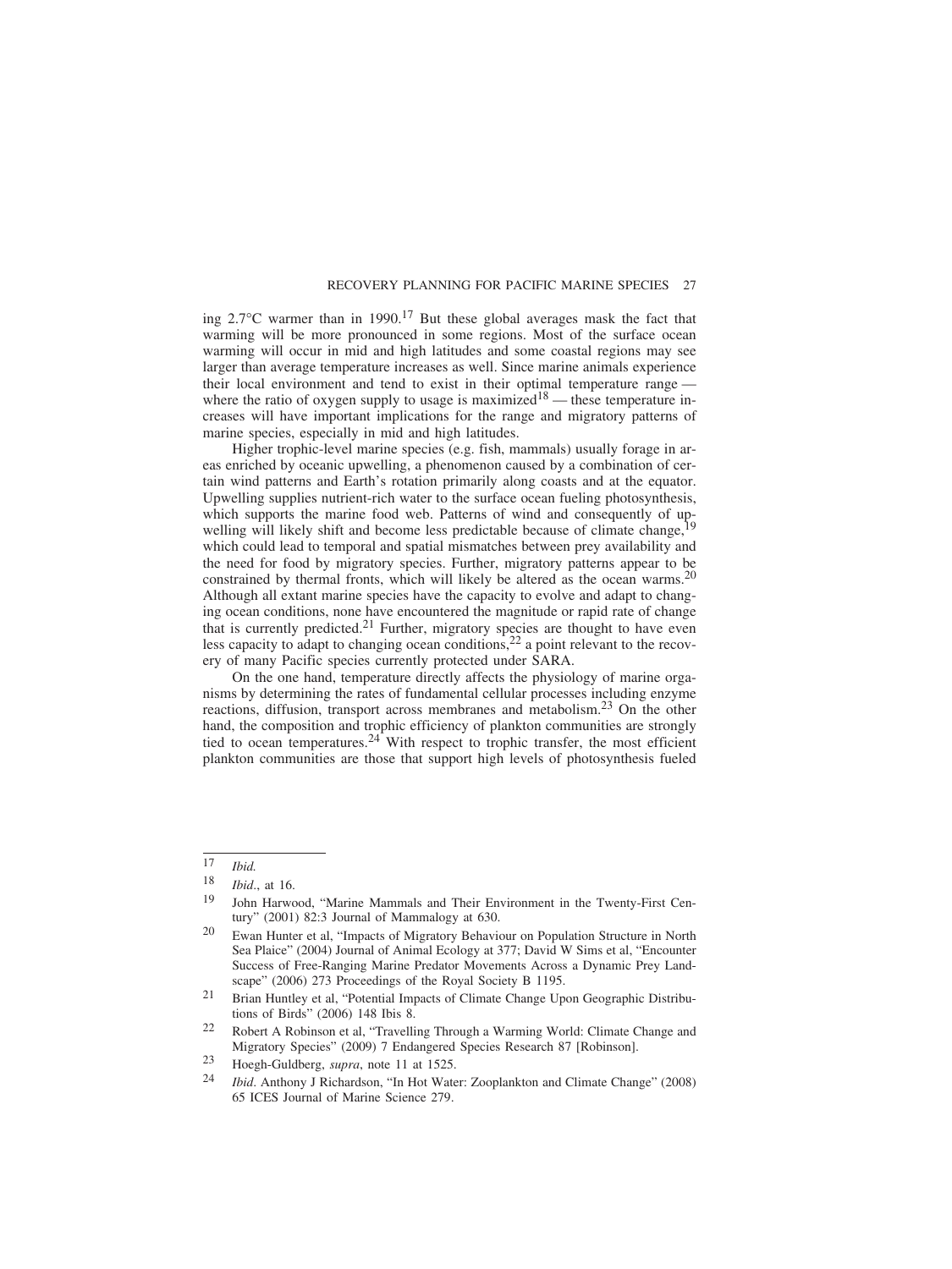ing 2.7°C warmer than in 1990.[17] But these global averages mask the fact that warming will be more pronounced in some regions. Most of the surface ocean warming will occur in mid and high latitudes and some coastal regions may see larger than average temperature increases as well. Since marine animals experience their local environment and tend to exist in their optimal temperature range — where the ratio of oxygen supply to usage is maximized[18] — these temperature increases will have important implications for the range and migratory patterns of marine species, especially in mid and high latitudes.

Higher trophic-level marine species (e.g. fish, mammals) usually forage in areas enriched by oceanic upwelling, a phenomenon caused by a combination of certain wind patterns and Earth's rotation primarily along coasts and at the equator. Upwelling supplies nutrient-rich water to the surface ocean fueling photosynthesis, which supports the marine food web. Patterns of wind and consequently of upwelling will likely shift and become less predictable because of climate change,[19] which could lead to temporal and spatial mismatches between prey availability and the need for food by migratory species. Further, migratory patterns appear to be constrained by thermal fronts, which will likely be altered as the ocean warms.[20] Although all extant marine species have the capacity to evolve and adapt to changing ocean conditions, none have encountered the magnitude or rapid rate of change that is currently predicted.[21] Further, migratory species are thought to have even less capacity to adapt to changing ocean conditions,[22] a point relevant to the recovery of many Pacific species currently protected under SARA.

On the one hand, temperature directly affects the physiology of marine organisms by determining the rates of fundamental cellular processes including enzyme reactions, diffusion, transport across membranes and metabolism.[23] On the other hand, the composition and trophic efficiency of plankton communities are strongly tied to ocean temperatures.[24] With respect to trophic transfer, the most efficient plankton communities are those that support high levels of photosynthesis fueled

---

17 *Ibid.*

18 *Ibid.*, at 16.

19 John Harwood, "Marine Mammals and Their Environment in the Twenty-First Century" (2001) 82:3 Journal of Mammalogy at 630.

20 Ewan Hunter et al, "Impacts of Migratory Behaviour on Population Structure in North Sea Plaice" (2004) Journal of Animal Ecology at 377; David W Sims et al, "Encounter Success of Free-Ranging Marine Predator Movements Across a Dynamic Prey Landscape" (2006) 273 Proceedings of the Royal Society B 1195.

21 Brian Huntley et al, "Potential Impacts of Climate Change Upon Geographic Distributions of Birds" (2006) 148 Ibis 8.

22 Robert A Robinson et al, "Travelling Through a Warming World: Climate Change and Migratory Species" (2009) 7 Endangered Species Research 87 [Robinson].

23 Hoegh-Guldberg, *supra*, note 11 at 1525.

24 *Ibid*. Anthony J Richardson, "In Hot Water: Zooplankton and Climate Change" (2008) 65 ICES Journal of Marine Science 279.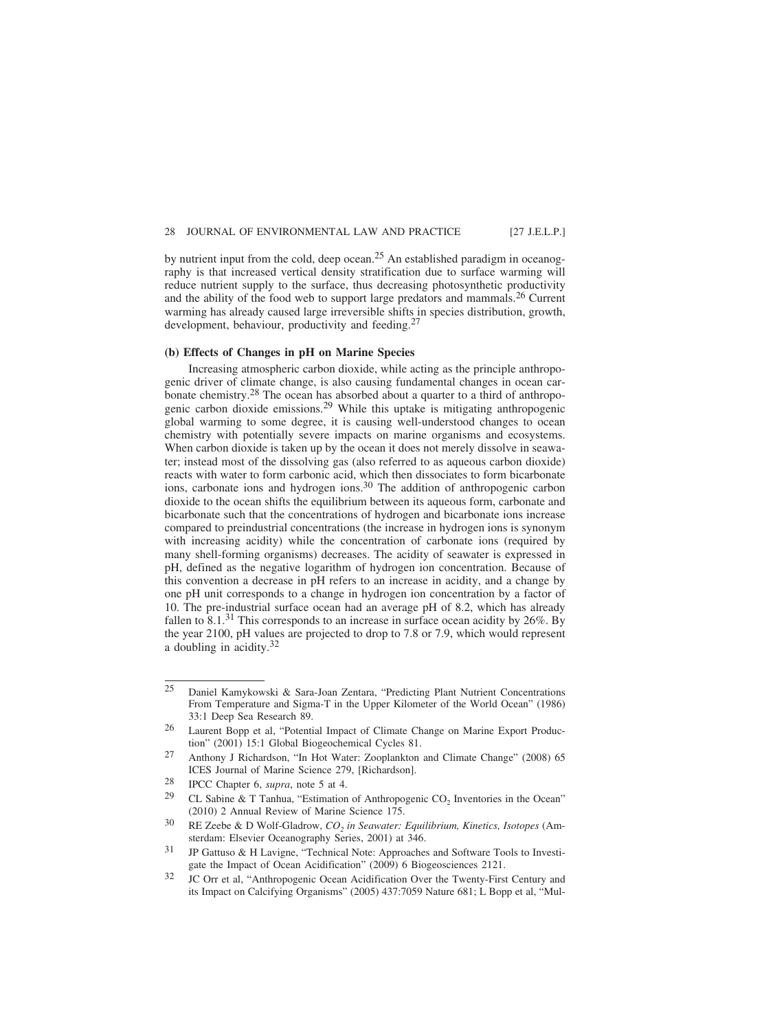by nutrient input from the cold, deep ocean.[25] An established paradigm in oceanography is that increased vertical density stratification due to surface warming will reduce nutrient supply to the surface, thus decreasing photosynthetic productivity and the ability of the food web to support large predators and mammals.[26] Current warming has already caused large irreversible shifts in species distribution, growth, development, behaviour, productivity and feeding.[27]

### (b) Effects of Changes in pH on Marine Species

Increasing atmospheric carbon dioxide, while acting as the principle anthropogenic driver of climate change, is also causing fundamental changes in ocean carbonate chemistry.[28] The ocean has absorbed about a quarter to a third of anthropogenic carbon dioxide emissions.[29] While this uptake is mitigating anthropogenic global warming to some degree, it is causing well-understood changes to ocean chemistry with potentially severe impacts on marine organisms and ecosystems. When carbon dioxide is taken up by the ocean it does not merely dissolve in seawater; instead most of the dissolving gas (also referred to as aqueous carbon dioxide) reacts with water to form carbonic acid, which then dissociates to form bicarbonate ions, carbonate ions and hydrogen ions.[30] The addition of anthropogenic carbon dioxide to the ocean shifts the equilibrium between its aqueous form, carbonate and bicarbonate such that the concentrations of hydrogen and bicarbonate ions increase compared to preindustrial concentrations (the increase in hydrogen ions is synonym with increasing acidity) while the concentration of carbonate ions (required by many shell-forming organisms) decreases. The acidity of seawater is expressed in pH, defined as the negative logarithm of hydrogen ion concentration. Because of this convention a decrease in pH refers to an increase in acidity, and a change by one pH unit corresponds to a change in hydrogen ion concentration by a factor of 10. The pre-industrial surface ocean had an average pH of 8.2, which has already fallen to 8.1.[31] This corresponds to an increase in surface ocean acidity by 26%. By the year 2100, pH values are projected to drop to 7.8 or 7.9, which would represent a doubling in acidity.[32]

---

25 Daniel Kamykowski & Sara-Joan Zentara, "Predicting Plant Nutrient Concentrations From Temperature and Sigma-T in the Upper Kilometer of the World Ocean" (1986) 33:1 Deep Sea Research 89.

26 Laurent Bopp et al, "Potential Impact of Climate Change on Marine Export Production" (2001) 15:1 Global Biogeochemical Cycles 81.

27 Anthony J Richardson, "In Hot Water: Zooplankton and Climate Change" (2008) 65 ICES Journal of Marine Science 279, [Richardson].

28 IPCC Chapter 6, *supra*, note 5 at 4.

29 CL Sabine & T Tanhua, "Estimation of Anthropogenic $CO_2$ Inventories in the Ocean" (2010) 2 Annual Review of Marine Science 175.

30 RE Zeebe & D Wolf-Gladrow, *$CO_2$ in Seawater: Equilibrium, Kinetics, Isotopes* (Amsterdam: Elsevier Oceanography Series, 2001) at 346.

31 JP Gattuso & H Lavigne, "Technical Note: Approaches and Software Tools to Investigate the Impact of Ocean Acidification" (2009) 6 Biogeosciences 2121.

32 JC Orr et al, "Anthropogenic Ocean Acidification Over the Twenty-First Century and its Impact on Calcifying Organisms" (2005) 437:7059 Nature 681; L Bopp et al, "Mul-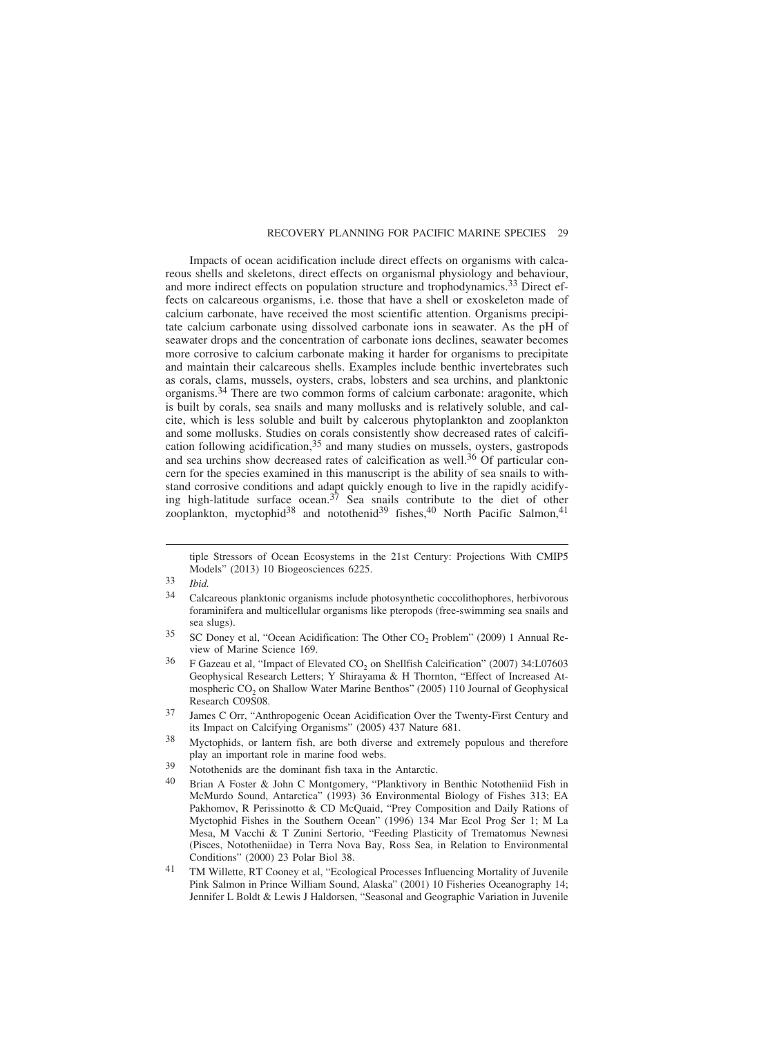Impacts of ocean acidification include direct effects on organisms with calcareous shells and skeletons, direct effects on organismal physiology and behaviour, and more indirect effects on population structure and trophodynamics.[33] Direct effects on calcareous organisms, i.e. those that have a shell or exoskeleton made of calcium carbonate, have received the most scientific attention. Organisms precipitate calcium carbonate using dissolved carbonate ions in seawater. As the pH of seawater drops and the concentration of carbonate ions declines, seawater becomes more corrosive to calcium carbonate making it harder for organisms to precipitate and maintain their calcareous shells. Examples include benthic invertebrates such as corals, clams, mussels, oysters, crabs, lobsters and sea urchins, and planktonic organisms.[34] There are two common forms of calcium carbonate: aragonite, which is built by corals, sea snails and many mollusks and is relatively soluble, and calcite, which is less soluble and built by calcerous phytoplankton and zooplankton and some mollusks. Studies on corals consistently show decreased rates of calcification following acidification,[35] and many studies on mussels, oysters, gastropods and sea urchins show decreased rates of calcification as well.[36] Of particular concern for the species examined in this manuscript is the ability of sea snails to withstand corrosive conditions and adapt quickly enough to live in the rapidly acidifying high-latitude surface ocean.[37] Sea snails contribute to the diet of other zooplankton, myctophid[38] and notothenid[39] fishes,[40] North Pacific Salmon,[41]

---

tiple Stressors of Ocean Ecosystems in the 21st Century: Projections With CMIP5 Models" (2013) 10 Biogeosciences 6225.

33 *Ibid.*

34 Calcareous planktonic organisms include photosynthetic coccolithophores, herbivorous foraminifera and multicellular organisms like pteropods (free-swimming sea snails and sea slugs).

35 SC Doney et al, "Ocean Acidification: The Other $CO_2$ Problem" (2009) 1 Annual Review of Marine Science 169.

36 F Gazeau et al, "Impact of Elevated $CO_2$ on Shellfish Calcification" (2007) 34:L07603 Geophysical Research Letters; Y Shirayama & H Thornton, "Effect of Increased Atmospheric $CO_2$ on Shallow Water Marine Benthos" (2005) 110 Journal of Geophysical Research C09S08.

37 James C Orr, "Anthropogenic Ocean Acidification Over the Twenty-First Century and its Impact on Calcifying Organisms" (2005) 437 Nature 681.

38 Myctophids, or lantern fish, are both diverse and extremely populous and therefore play an important role in marine food webs.

39 Notothenids are the dominant fish taxa in the Antarctic.

40 Brian A Foster & John C Montgomery, "Planktivory in Benthic Nototheniid Fish in McMurdo Sound, Antarctica" (1993) 36 Environmental Biology of Fishes 313; EA Pakhomov, R Perissinotto & CD McQuaid, "Prey Composition and Daily Rations of Myctophid Fishes in the Southern Ocean" (1996) 134 Mar Ecol Prog Ser 1; M La Mesa, M Vacchi & T Zunini Sertorio, "Feeding Plasticity of Trematomus Newnesi (Pisces, Nototheniidae) in Terra Nova Bay, Ross Sea, in Relation to Environmental Conditions" (2000) 23 Polar Biol 38.

41 TM Willette, RT Cooney et al, "Ecological Processes Influencing Mortality of Juvenile Pink Salmon in Prince William Sound, Alaska" (2001) 10 Fisheries Oceanography 14; Jennifer L Boldt & Lewis J Haldorsen, "Seasonal and Geographic Variation in Juvenile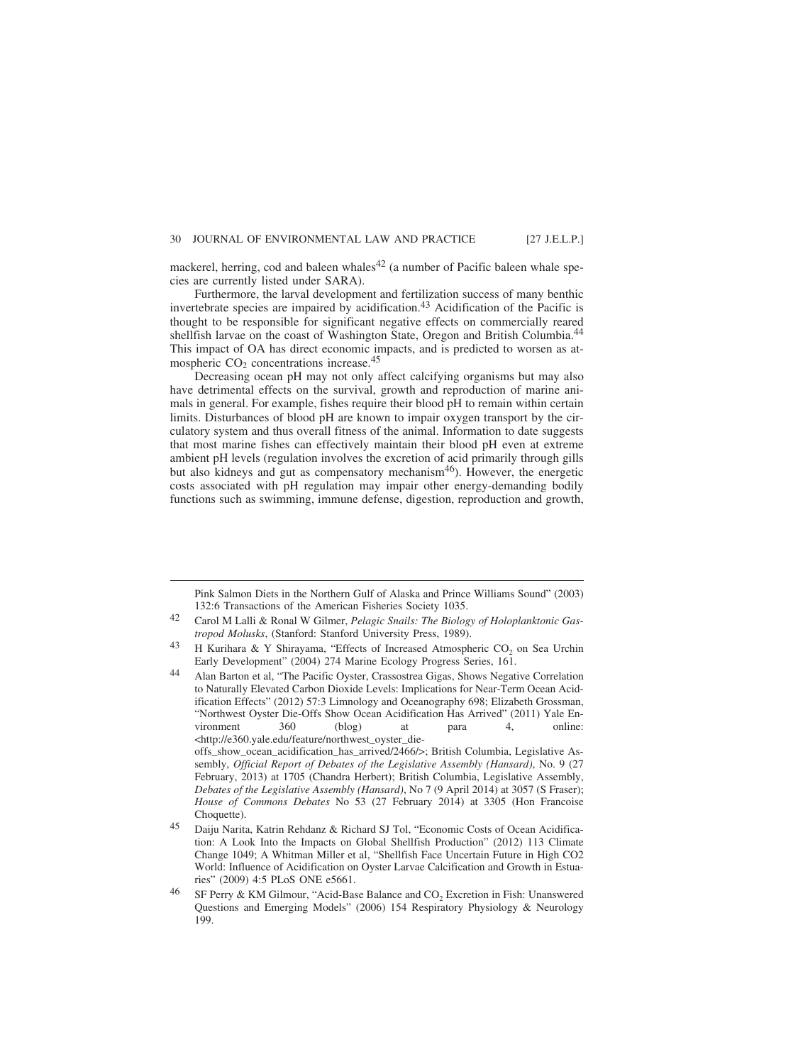mackerel, herring, cod and baleen whales[42] (a number of Pacific baleen whale species are currently listed under SARA).

Furthermore, the larval development and fertilization success of many benthic invertebrate species are impaired by acidification.[43] Acidification of the Pacific is thought to be responsible for significant negative effects on commercially reared shellfish larvae on the coast of Washington State, Oregon and British Columbia.[44] This impact of OA has direct economic impacts, and is predicted to worsen as atmospheric $CO_2$ concentrations increase.[45]

Decreasing ocean pH may not only affect calcifying organisms but may also have detrimental effects on the survival, growth and reproduction of marine animals in general. For example, fishes require their blood pH to remain within certain limits. Disturbances of blood pH are known to impair oxygen transport by the circulatory system and thus overall fitness of the animal. Information to date suggests that most marine fishes can effectively maintain their blood pH even at extreme ambient pH levels (regulation involves the excretion of acid primarily through gills but also kidneys and gut as compensatory mechanism[46]). However, the energetic costs associated with pH regulation may impair other energy-demanding bodily functions such as swimming, immune defense, digestion, reproduction and growth,

---

Pink Salmon Diets in the Northern Gulf of Alaska and Prince Williams Sound" (2003) 132:6 Transactions of the American Fisheries Society 1035.

42 Carol M Lalli & Ronal W Gilmer, *Pelagic Snails: The Biology of Holoplanktonic Gastropod Molusks*, (Stanford: Stanford University Press, 1989).

43 H Kurihara & Y Shirayama, "Effects of Increased Atmospheric $CO_2$ on Sea Urchin Early Development" (2004) 274 Marine Ecology Progress Series, 161.

44 Alan Barton et al, "The Pacific Oyster, Crassostrea Gigas, Shows Negative Correlation to Naturally Elevated Carbon Dioxide Levels: Implications for Near-Term Ocean Acidification Effects" (2012) 57:3 Limnology and Oceanography 698; Elizabeth Grossman, "Northwest Oyster Die-Offs Show Ocean Acidification Has Arrived" (2011) Yale Environment 360 (blog) at para 4, online: <http://e360.yale.edu/feature/northwest_oyster_die-offs_show_ocean_acidification_has_arrived/2466/>; British Columbia, Legislative Assembly, *Official Report of Debates of the Legislative Assembly (Hansard)*, No. 9 (27 February, 2013) at 1705 (Chandra Herbert); British Columbia, Legislative Assembly, *Debates of the Legislative Assembly (Hansard)*, No 7 (9 April 2014) at 3057 (S Fraser); *House of Commons Debates* No 53 (27 February 2014) at 3305 (Hon Francoise Choquette).

45 Daiju Narita, Katrin Rehdanz & Richard SJ Tol, "Economic Costs of Ocean Acidification: A Look Into the Impacts on Global Shellfish Production" (2012) 113 Climate Change 1049; A Whitman Miller et al, "Shellfish Face Uncertain Future in High CO2 World: Influence of Acidification on Oyster Larvae Calcification and Growth in Estuaries" (2009) 4:5 PLoS ONE e5661.

46 SF Perry & KM Gilmour, "Acid-Base Balance and $CO_2$ Excretion in Fish: Unanswered Questions and Emerging Models" (2006) 154 Respiratory Physiology & Neurology 199.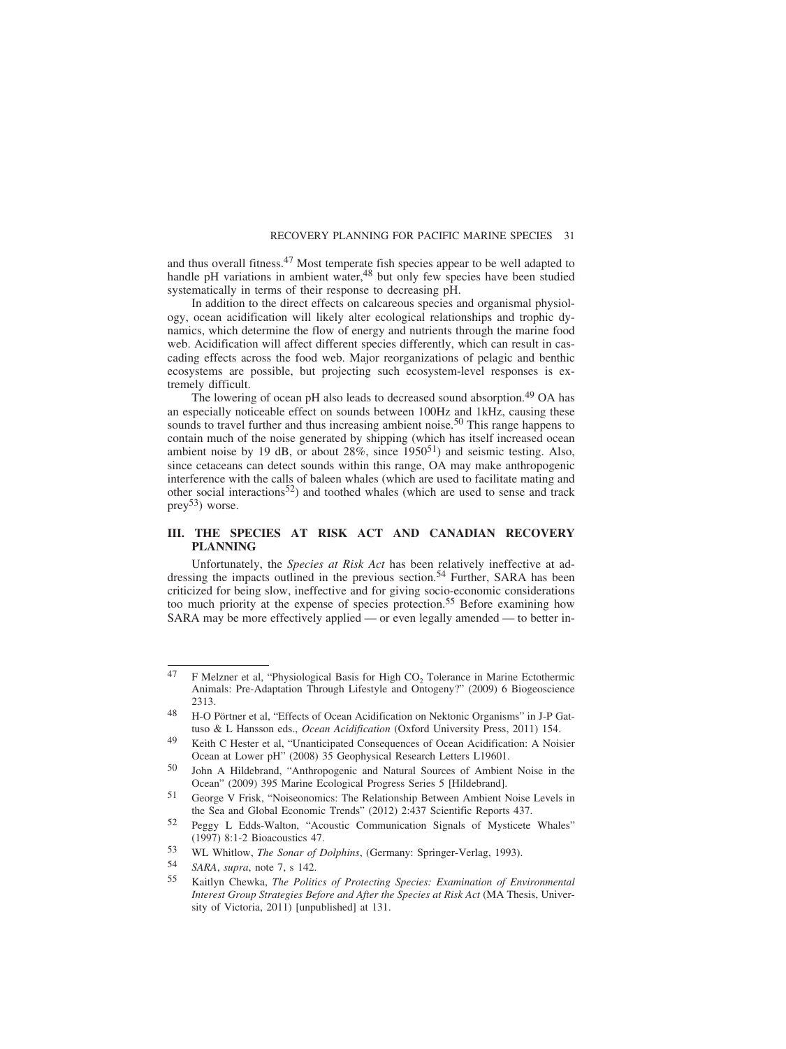and thus overall fitness.[47] Most temperate fish species appear to be well adapted to handle pH variations in ambient water,[48] but only few species have been studied systematically in terms of their response to decreasing pH.

In addition to the direct effects on calcareous species and organismal physiology, ocean acidification will likely alter ecological relationships and trophic dynamics, which determine the flow of energy and nutrients through the marine food web. Acidification will affect different species differently, which can result in cascading effects across the food web. Major reorganizations of pelagic and benthic ecosystems are possible, but projecting such ecosystem-level responses is extremely difficult.

The lowering of ocean pH also leads to decreased sound absorption.[49] OA has an especially noticeable effect on sounds between 100Hz and 1kHz, causing these sounds to travel further and thus increasing ambient noise.[50] This range happens to contain much of the noise generated by shipping (which has itself increased ocean ambient noise by 19 dB, or about 28%, since 1950[51]) and seismic testing. Also, since cetaceans can detect sounds within this range, OA may make anthropogenic interference with the calls of baleen whales (which are used to facilitate mating and other social interactions[52]) and toothed whales (which are used to sense and track prey[53]) worse.

## III. THE SPECIES AT RISK ACT AND CANADIAN RECOVERY PLANNING

Unfortunately, the *Species at Risk Act* has been relatively ineffective at addressing the impacts outlined in the previous section.[54] Further, SARA has been criticized for being slow, ineffective and for giving socio-economic considerations too much priority at the expense of species protection.[55] Before examining how SARA may be more effectively applied — or even legally amended — to better in-

---

47 F Melzner et al, "Physiological Basis for High $CO_2$ Tolerance in Marine Ectothermic Animals: Pre-Adaptation Through Lifestyle and Ontogeny?" (2009) 6 Biogeoscience 2313.

48 H-O Pörtner et al, "Effects of Ocean Acidification on Nektonic Organisms" in J-P Gattuso & L Hansson eds., *Ocean Acidification* (Oxford University Press, 2011) 154.

49 Keith C Hester et al, "Unanticipated Consequences of Ocean Acidification: A Noisier Ocean at Lower pH" (2008) 35 Geophysical Research Letters L19601.

50 John A Hildebrand, "Anthropogenic and Natural Sources of Ambient Noise in the Ocean" (2009) 395 Marine Ecological Progress Series 5 [Hildebrand].

51 George V Frisk, "Noiseonomics: The Relationship Between Ambient Noise Levels in the Sea and Global Economic Trends" (2012) 2:437 Scientific Reports 437.

52 Peggy L Edds-Walton, "Acoustic Communication Signals of Mysticete Whales" (1997) 8:1-2 Bioacoustics 47.

53 WL Whitlow, *The Sonar of Dolphins*, (Germany: Springer-Verlag, 1993).

54 *SARA*, *supra*, note 7, s 142.

55 Kaitlyn Chewka, *The Politics of Protecting Species: Examination of Environmental Interest Group Strategies Before and After the Species at Risk Act* (MA Thesis, University of Victoria, 2011) [unpublished] at 131.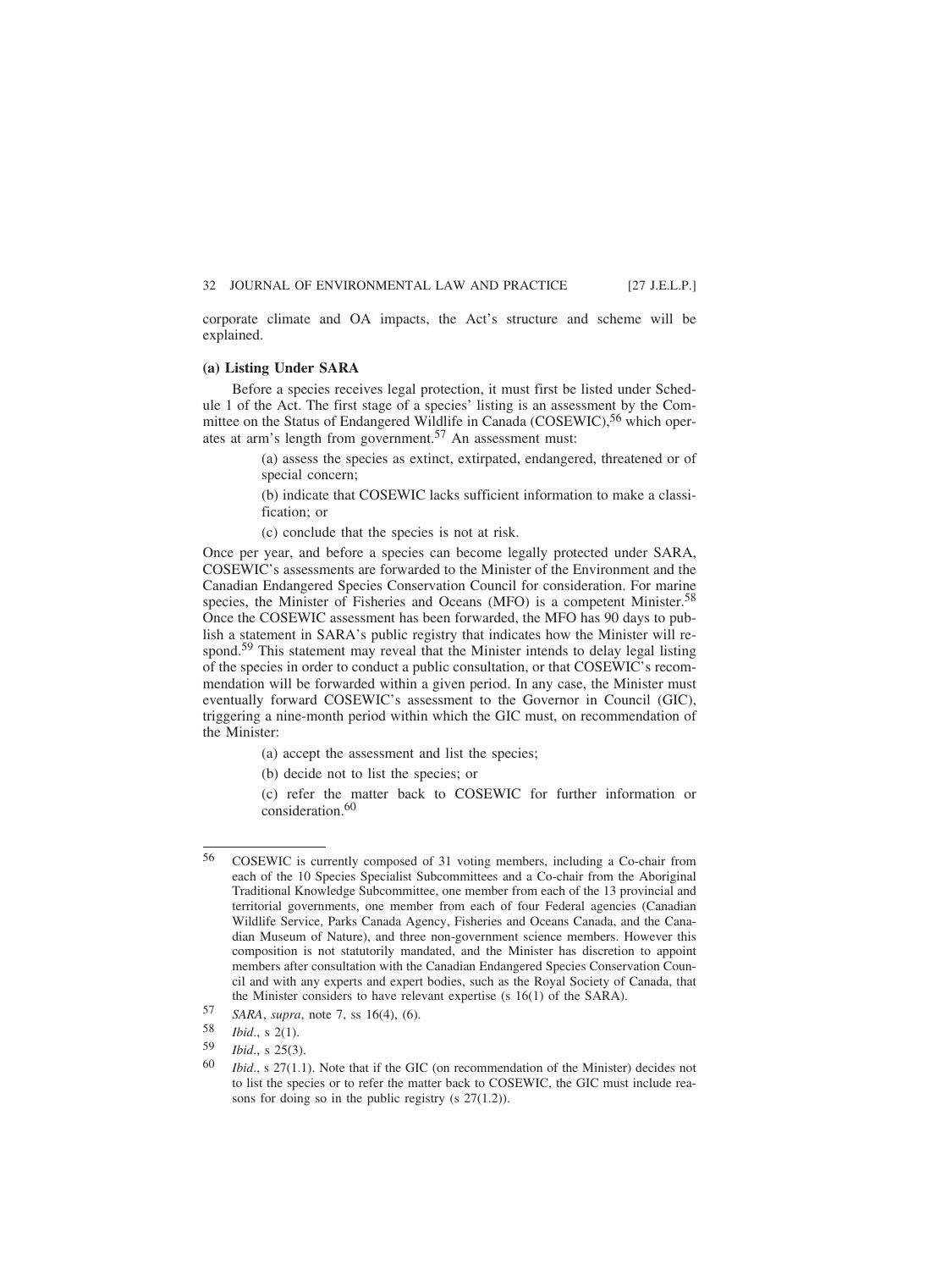corporate climate and OA impacts, the Act's structure and scheme will be explained.

### (a) Listing Under SARA

Before a species receives legal protection, it must first be listed under Schedule 1 of the Act. The first stage of a species' listing is an assessment by the Committee on the Status of Endangered Wildlife in Canada (COSEWIC),[56] which operates at arm's length from government.[57] An assessment must:

> (a) assess the species as extinct, extirpated, endangered, threatened or of special concern;
>
> (b) indicate that COSEWIC lacks sufficient information to make a classification; or
>
> (c) conclude that the species is not at risk.

Once per year, and before a species can become legally protected under SARA, COSEWIC's assessments are forwarded to the Minister of the Environment and the Canadian Endangered Species Conservation Council for consideration. For marine species, the Minister of Fisheries and Oceans (MFO) is a competent Minister.[58] Once the COSEWIC assessment has been forwarded, the MFO has 90 days to publish a statement in SARA's public registry that indicates how the Minister will respond.[59] This statement may reveal that the Minister intends to delay legal listing of the species in order to conduct a public consultation, or that COSEWIC's recommendation will be forwarded within a given period. In any case, the Minister must eventually forward COSEWIC's assessment to the Governor in Council (GIC), triggering a nine-month period within which the GIC must, on recommendation of the Minister:

> (a) accept the assessment and list the species;
>
> (b) decide not to list the species; or
>
> (c) refer the matter back to COSEWIC for further information or consideration.[60]

---

56 COSEWIC is currently composed of 31 voting members, including a Co-chair from each of the 10 Species Specialist Subcommittees and a Co-chair from the Aboriginal Traditional Knowledge Subcommittee, one member from each of the 13 provincial and territorial governments, one member from each of four Federal agencies (Canadian Wildlife Service, Parks Canada Agency, Fisheries and Oceans Canada, and the Canadian Museum of Nature), and three non-government science members. However this composition is not statutorily mandated, and the Minister has discretion to appoint members after consultation with the Canadian Endangered Species Conservation Council and with any experts and expert bodies, such as the Royal Society of Canada, that the Minister considers to have relevant expertise (s 16(1) of the SARA).

57 *SARA*, *supra*, note 7, ss 16(4), (6).

58 *Ibid*., s 2(1).

59 *Ibid*., s 25(3).

60 *Ibid*., s 27(1.1). Note that if the GIC (on recommendation of the Minister) decides not to list the species or to refer the matter back to COSEWIC, the GIC must include reasons for doing so in the public registry (s 27(1.2)).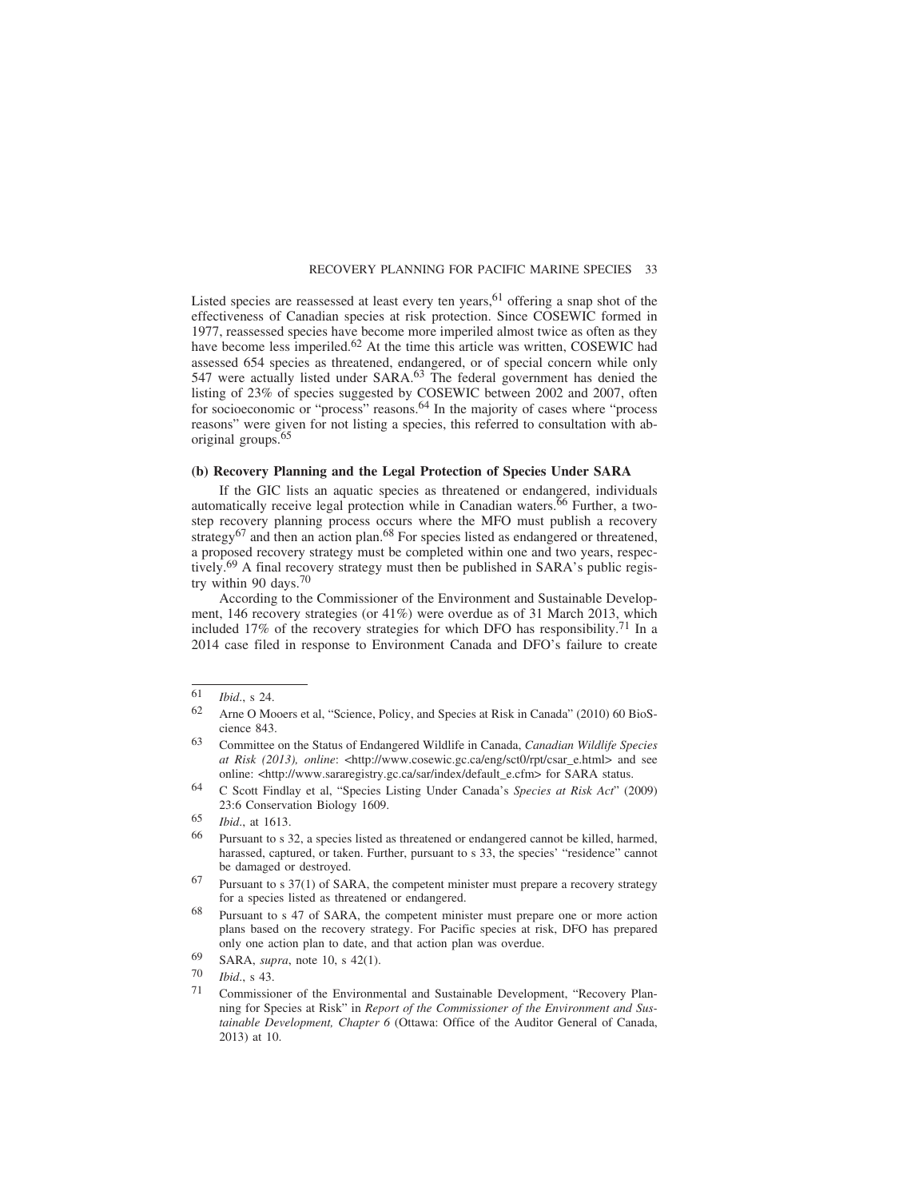Listed species are reassessed at least every ten years,[61] offering a snap shot of the effectiveness of Canadian species at risk protection. Since COSEWIC formed in 1977, reassessed species have become more imperiled almost twice as often as they have become less imperiled.[62] At the time this article was written, COSEWIC had assessed 654 species as threatened, endangered, or of special concern while only 547 were actually listed under SARA.[63] The federal government has denied the listing of 23% of species suggested by COSEWIC between 2002 and 2007, often for socioeconomic or "process" reasons.[64] In the majority of cases where "process reasons" were given for not listing a species, this referred to consultation with aboriginal groups.[65]

### (b) Recovery Planning and the Legal Protection of Species Under SARA

If the GIC lists an aquatic species as threatened or endangered, individuals automatically receive legal protection while in Canadian waters.[66] Further, a two-step recovery planning process occurs where the MFO must publish a recovery strategy[67] and then an action plan.[68] For species listed as endangered or threatened, a proposed recovery strategy must be completed within one and two years, respectively.[69] A final recovery strategy must then be published in SARA's public registry within 90 days.[70]

According to the Commissioner of the Environment and Sustainable Development, 146 recovery strategies (or 41%) were overdue as of 31 March 2013, which included 17% of the recovery strategies for which DFO has responsibility.[71] In a 2014 case filed in response to Environment Canada and DFO's failure to create

---

61 *Ibid*., s 24.

62 Arne O Mooers et al, "Science, Policy, and Species at Risk in Canada" (2010) 60 BioScience 843.

63 Committee on the Status of Endangered Wildlife in Canada, *Canadian Wildlife Species at Risk (2013), online*: <http://www.cosewic.gc.ca/eng/sct0/rpt/csar_e.html> and see online: <http://www.sararegistry.gc.ca/sar/index/default_e.cfm> for SARA status.

64 C Scott Findlay et al, "Species Listing Under Canada's *Species at Risk Act*" (2009) 23:6 Conservation Biology 1609.

65 *Ibid*., at 1613.

66 Pursuant to s 32, a species listed as threatened or endangered cannot be killed, harmed, harassed, captured, or taken. Further, pursuant to s 33, the species' "residence" cannot be damaged or destroyed.

67 Pursuant to s 37(1) of SARA, the competent minister must prepare a recovery strategy for a species listed as threatened or endangered.

68 Pursuant to s 47 of SARA, the competent minister must prepare one or more action plans based on the recovery strategy. For Pacific species at risk, DFO has prepared only one action plan to date, and that action plan was overdue.

69 SARA, *supra*, note 10, s 42(1).

70 *Ibid*., s 43.

71 Commissioner of the Environmental and Sustainable Development, "Recovery Planning for Species at Risk" in *Report of the Commissioner of the Environment and Sustainable Development, Chapter 6* (Ottawa: Office of the Auditor General of Canada, 2013) at 10.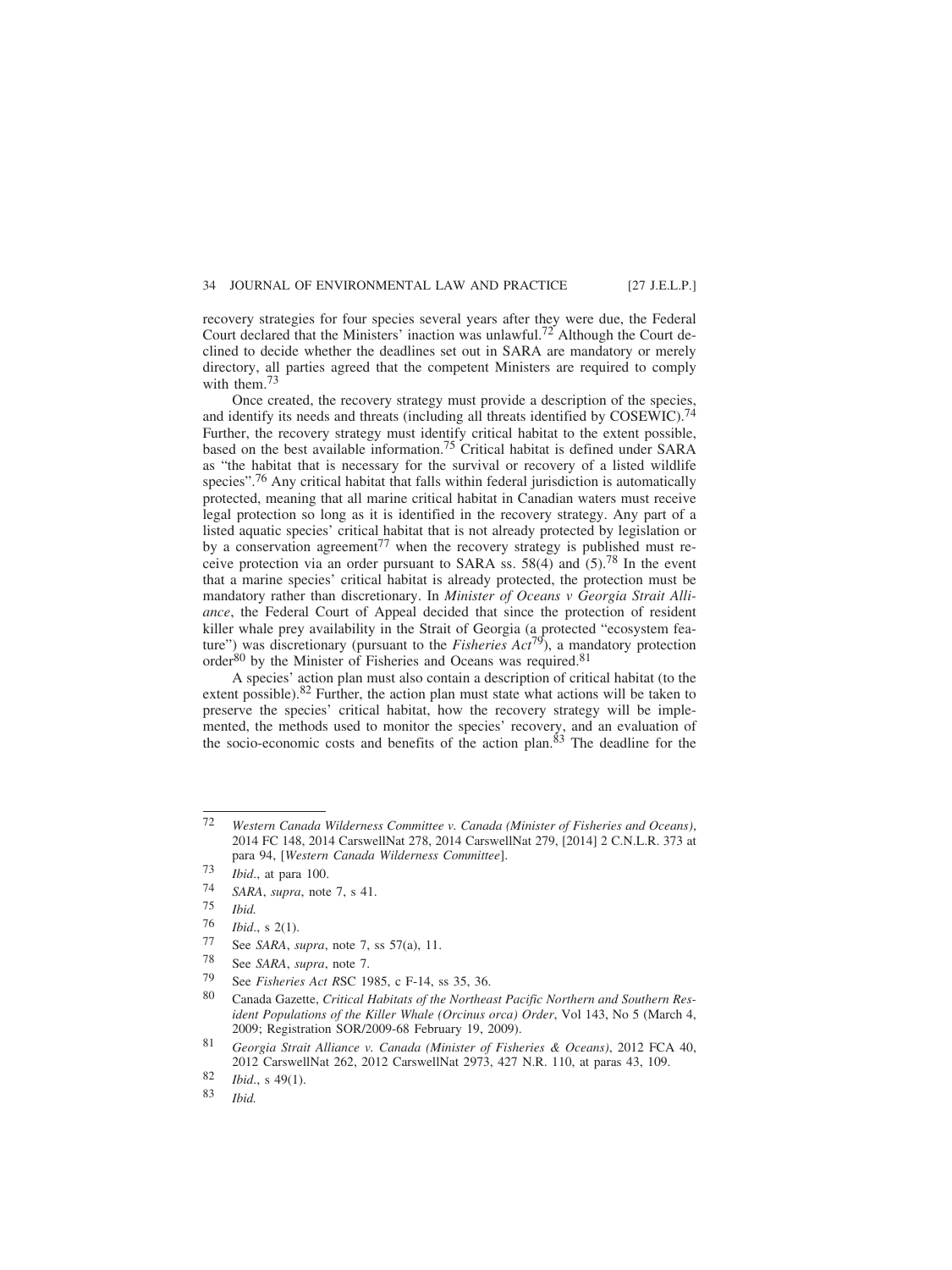recovery strategies for four species several years after they were due, the Federal Court declared that the Ministers' inaction was unlawful.[72] Although the Court declined to decide whether the deadlines set out in SARA are mandatory or merely directory, all parties agreed that the competent Ministers are required to comply with them.[73]

Once created, the recovery strategy must provide a description of the species, and identify its needs and threats (including all threats identified by COSEWIC).[74] Further, the recovery strategy must identify critical habitat to the extent possible, based on the best available information.[75] Critical habitat is defined under SARA as "the habitat that is necessary for the survival or recovery of a listed wildlife species".[76] Any critical habitat that falls within federal jurisdiction is automatically protected, meaning that all marine critical habitat in Canadian waters must receive legal protection so long as it is identified in the recovery strategy. Any part of a listed aquatic species' critical habitat that is not already protected by legislation or by a conservation agreement[77] when the recovery strategy is published must receive protection via an order pursuant to SARA ss. 58(4) and (5).[78] In the event that a marine species' critical habitat is already protected, the protection must be mandatory rather than discretionary. In *Minister of Oceans v Georgia Strait Alliance*, the Federal Court of Appeal decided that since the protection of resident killer whale prey availability in the Strait of Georgia (a protected "ecosystem feature") was discretionary (pursuant to the *Fisheries Act*[79]), a mandatory protection order[80] by the Minister of Fisheries and Oceans was required.[81]

A species' action plan must also contain a description of critical habitat (to the extent possible).[82] Further, the action plan must state what actions will be taken to preserve the species' critical habitat, how the recovery strategy will be implemented, the methods used to monitor the species' recovery, and an evaluation of the socio-economic costs and benefits of the action plan.[83] The deadline for the

---

72 *Western Canada Wilderness Committee v. Canada (Minister of Fisheries and Oceans)*, 2014 FC 148, 2014 CarswellNat 278, 2014 CarswellNat 279, [2014] 2 C.N.L.R. 373 at para 94, [*Western Canada Wilderness Committee*].

73 *Ibid*., at para 100.

74 *SARA*, *supra*, note 7, s 41.

75 *Ibid.*

76 *Ibid*., s 2(1).

77 See *SARA*, *supra*, note 7, ss 57(a), 11.

78 See *SARA*, *supra*, note 7.

79 See *Fisheries Act R*SC 1985, c F-14, ss 35, 36.

80 Canada Gazette, *Critical Habitats of the Northeast Pacific Northern and Southern Resident Populations of the Killer Whale (Orcinus orca) Order*, Vol 143, No 5 (March 4, 2009; Registration SOR/2009-68 February 19, 2009).

81 *Georgia Strait Alliance v. Canada (Minister of Fisheries & Oceans)*, 2012 FCA 40, 2012 CarswellNat 262, 2012 CarswellNat 2973, 427 N.R. 110, at paras 43, 109.

82 *Ibid*., s 49(1).

83 *Ibid.*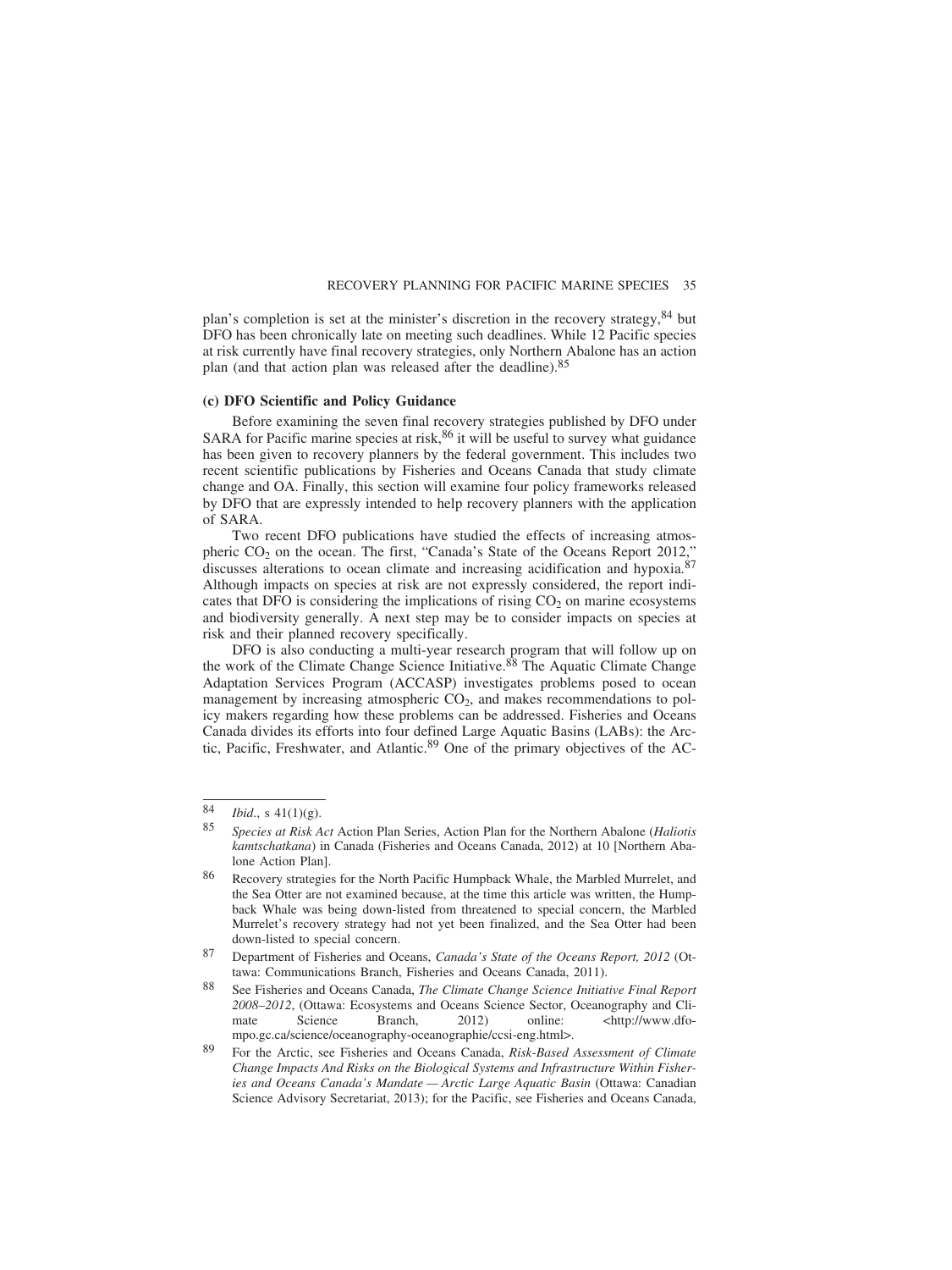plan's completion is set at the minister's discretion in the recovery strategy,[84] but DFO has been chronically late on meeting such deadlines. While 12 Pacific species at risk currently have final recovery strategies, only Northern Abalone has an action plan (and that action plan was released after the deadline).[85]

**(c) DFO Scientific and Policy Guidance**

Before examining the seven final recovery strategies published by DFO under SARA for Pacific marine species at risk,[86] it will be useful to survey what guidance has been given to recovery planners by the federal government. This includes two recent scientific publications by Fisheries and Oceans Canada that study climate change and OA. Finally, this section will examine four policy frameworks released by DFO that are expressly intended to help recovery planners with the application of SARA.

Two recent DFO publications have studied the effects of increasing atmospheric $CO_2$ on the ocean. The first, "Canada's State of the Oceans Report 2012," discusses alterations to ocean climate and increasing acidification and hypoxia.[87] Although impacts on species at risk are not expressly considered, the report indicates that DFO is considering the implications of rising $CO_2$ on marine ecosystems and biodiversity generally. A next step may be to consider impacts on species at risk and their planned recovery specifically.

DFO is also conducting a multi-year research program that will follow up on the work of the Climate Change Science Initiative.[88] The Aquatic Climate Change Adaptation Services Program (ACCASP) investigates problems posed to ocean management by increasing atmospheric $CO_2$, and makes recommendations to policy makers regarding how these problems can be addressed. Fisheries and Oceans Canada divides its efforts into four defined Large Aquatic Basins (LABs): the Arctic, Pacific, Freshwater, and Atlantic.[89] One of the primary objectives of the AC-

---

84 *Ibid.*, s 41(1)(g).

85 *Species at Risk Act* Action Plan Series, Action Plan for the Northern Abalone (*Haliotis kamtschatkana*) in Canada (Fisheries and Oceans Canada, 2012) at 10 [Northern Abalone Action Plan].

86 Recovery strategies for the North Pacific Humpback Whale, the Marbled Murrelet, and the Sea Otter are not examined because, at the time this article was written, the Humpback Whale was being down-listed from threatened to special concern, the Marbled Murrelet's recovery strategy had not yet been finalized, and the Sea Otter had been down-listed to special concern.

87 Department of Fisheries and Oceans, *Canada's State of the Oceans Report, 2012* (Ottawa: Communications Branch, Fisheries and Oceans Canada, 2011).

88 See Fisheries and Oceans Canada, *The Climate Change Science Initiative Final Report 2008–2012*, (Ottawa: Ecosystems and Oceans Science Sector, Oceanography and Climate Science Branch, 2012) online: <http://www.dfo-mpo.gc.ca/science/oceanography-oceanographie/ccsi-eng.html>.

89 For the Arctic, see Fisheries and Oceans Canada, *Risk-Based Assessment of Climate Change Impacts And Risks on the Biological Systems and Infrastructure Within Fisheries and Oceans Canada's Mandate — Arctic Large Aquatic Basin* (Ottawa: Canadian Science Advisory Secretariat, 2013); for the Pacific, see Fisheries and Oceans Canada,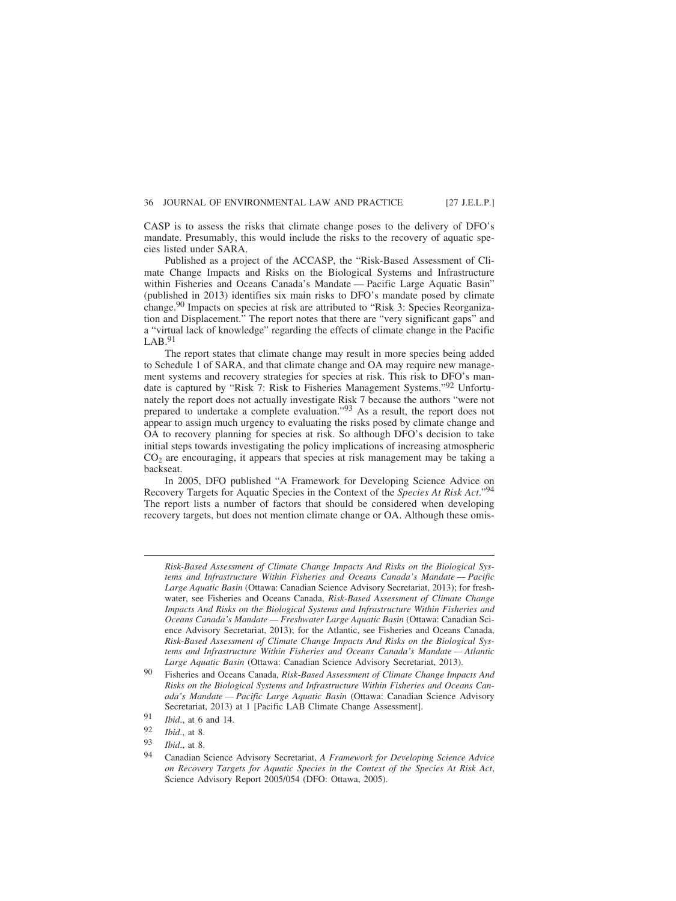CASP is to assess the risks that climate change poses to the delivery of DFO's mandate. Presumably, this would include the risks to the recovery of aquatic species listed under SARA.

Published as a project of the ACCASP, the "Risk-Based Assessment of Climate Change Impacts and Risks on the Biological Systems and Infrastructure within Fisheries and Oceans Canada's Mandate — Pacific Large Aquatic Basin" (published in 2013) identifies six main risks to DFO's mandate posed by climate change.[90] Impacts on species at risk are attributed to "Risk 3: Species Reorganization and Displacement." The report notes that there are "very significant gaps" and a "virtual lack of knowledge" regarding the effects of climate change in the Pacific LAB.[91]

The report states that climate change may result in more species being added to Schedule 1 of SARA, and that climate change and OA may require new management systems and recovery strategies for species at risk. This risk to DFO's mandate is captured by "Risk 7: Risk to Fisheries Management Systems."[92] Unfortunately the report does not actually investigate Risk 7 because the authors "were not prepared to undertake a complete evaluation."[93] As a result, the report does not appear to assign much urgency to evaluating the risks posed by climate change and OA to recovery planning for species at risk. So although DFO's decision to take initial steps towards investigating the policy implications of increasing atmospheric $CO_2$ are encouraging, it appears that species at risk management may be taking a backseat.

In 2005, DFO published "A Framework for Developing Science Advice on Recovery Targets for Aquatic Species in the Context of the *Species At Risk Act*."[94] The report lists a number of factors that should be considered when developing recovery targets, but does not mention climate change or OA. Although these omis-

---

*Risk-Based Assessment of Climate Change Impacts And Risks on the Biological Systems and Infrastructure Within Fisheries and Oceans Canada's Mandate — Pacific Large Aquatic Basin* (Ottawa: Canadian Science Advisory Secretariat, 2013); for freshwater, see Fisheries and Oceans Canada, *Risk-Based Assessment of Climate Change Impacts And Risks on the Biological Systems and Infrastructure Within Fisheries and Oceans Canada's Mandate — Freshwater Large Aquatic Basin* (Ottawa: Canadian Science Advisory Secretariat, 2013); for the Atlantic, see Fisheries and Oceans Canada, *Risk-Based Assessment of Climate Change Impacts And Risks on the Biological Systems and Infrastructure Within Fisheries and Oceans Canada's Mandate — Atlantic Large Aquatic Basin* (Ottawa: Canadian Science Advisory Secretariat, 2013).

[90] Fisheries and Oceans Canada, *Risk-Based Assessment of Climate Change Impacts And Risks on the Biological Systems and Infrastructure Within Fisheries and Oceans Canada's Mandate — Pacific Large Aquatic Basin* (Ottawa: Canadian Science Advisory Secretariat, 2013) at 1 [Pacific LAB Climate Change Assessment].

[91] *Ibid*., at 6 and 14.

[92] *Ibid*., at 8.

[93] *Ibid*., at 8.

[94] Canadian Science Advisory Secretariat, *A Framework for Developing Science Advice on Recovery Targets for Aquatic Species in the Context of the Species At Risk Act*, Science Advisory Report 2005/054 (DFO: Ottawa, 2005).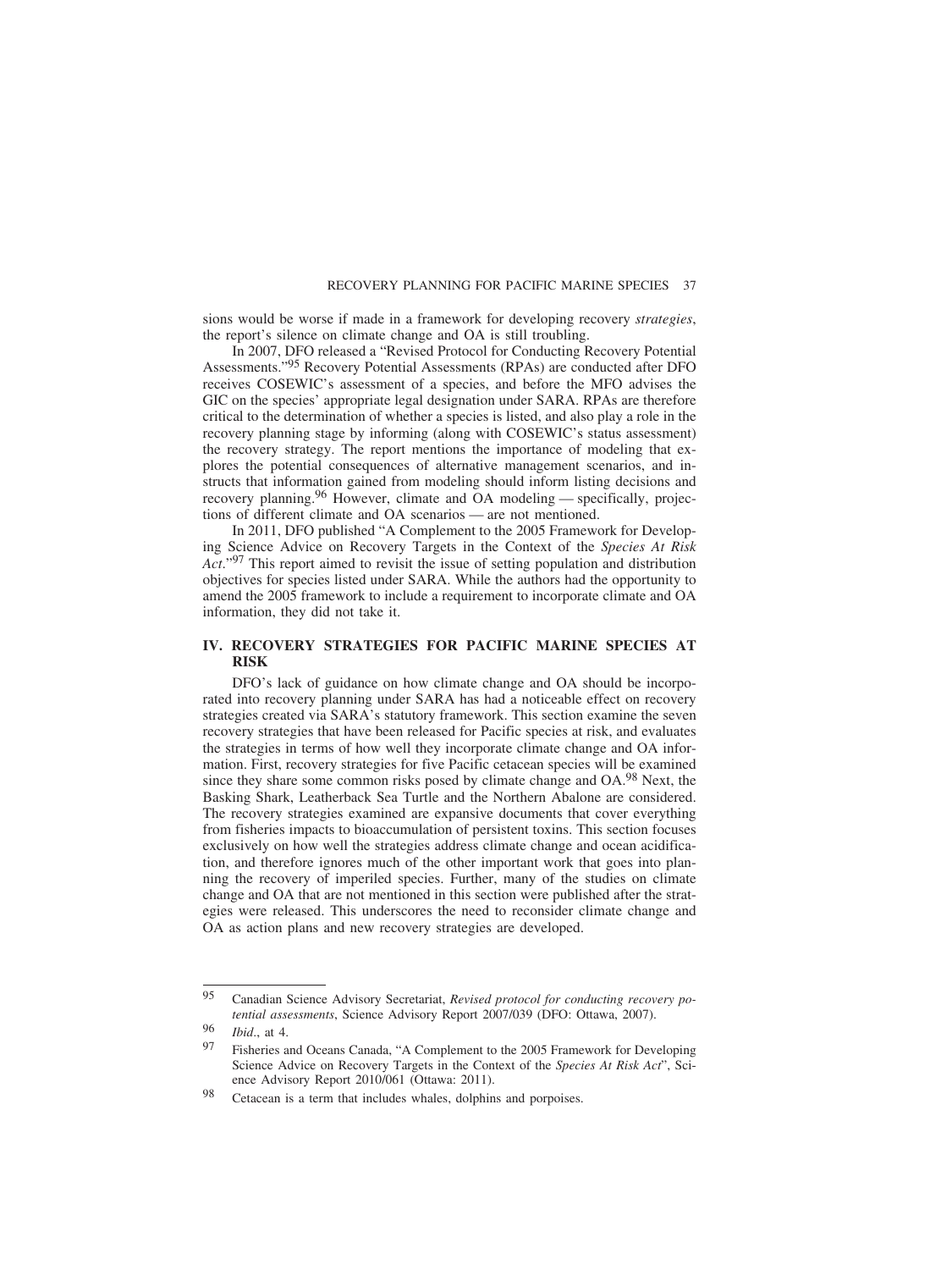sions would be worse if made in a framework for developing recovery *strategies*, the report's silence on climate change and OA is still troubling.

In 2007, DFO released a "Revised Protocol for Conducting Recovery Potential Assessments."[95] Recovery Potential Assessments (RPAs) are conducted after DFO receives COSEWIC's assessment of a species, and before the MFO advises the GIC on the species' appropriate legal designation under SARA. RPAs are therefore critical to the determination of whether a species is listed, and also play a role in the recovery planning stage by informing (along with COSEWIC's status assessment) the recovery strategy. The report mentions the importance of modeling that explores the potential consequences of alternative management scenarios, and instructs that information gained from modeling should inform listing decisions and recovery planning.[96] However, climate and OA modeling — specifically, projections of different climate and OA scenarios — are not mentioned.

In 2011, DFO published "A Complement to the 2005 Framework for Developing Science Advice on Recovery Targets in the Context of the *Species At Risk Act*."[97] This report aimed to revisit the issue of setting population and distribution objectives for species listed under SARA. While the authors had the opportunity to amend the 2005 framework to include a requirement to incorporate climate and OA information, they did not take it.

## IV. RECOVERY STRATEGIES FOR PACIFIC MARINE SPECIES AT RISK

DFO's lack of guidance on how climate change and OA should be incorporated into recovery planning under SARA has had a noticeable effect on recovery strategies created via SARA's statutory framework. This section examine the seven recovery strategies that have been released for Pacific species at risk, and evaluates the strategies in terms of how well they incorporate climate change and OA information. First, recovery strategies for five Pacific cetacean species will be examined since they share some common risks posed by climate change and OA.[98] Next, the Basking Shark, Leatherback Sea Turtle and the Northern Abalone are considered. The recovery strategies examined are expansive documents that cover everything from fisheries impacts to bioaccumulation of persistent toxins. This section focuses exclusively on how well the strategies address climate change and ocean acidification, and therefore ignores much of the other important work that goes into planning the recovery of imperiled species. Further, many of the studies on climate change and OA that are not mentioned in this section were published after the strategies were released. This underscores the need to reconsider climate change and OA as action plans and new recovery strategies are developed.

---

95 Canadian Science Advisory Secretariat, *Revised protocol for conducting recovery potential assessments*, Science Advisory Report 2007/039 (DFO: Ottawa, 2007).

96 *Ibid*., at 4.

97 Fisheries and Oceans Canada, "A Complement to the 2005 Framework for Developing Science Advice on Recovery Targets in the Context of the *Species At Risk Act*", Science Advisory Report 2010/061 (Ottawa: 2011).

98 Cetacean is a term that includes whales, dolphins and porpoises.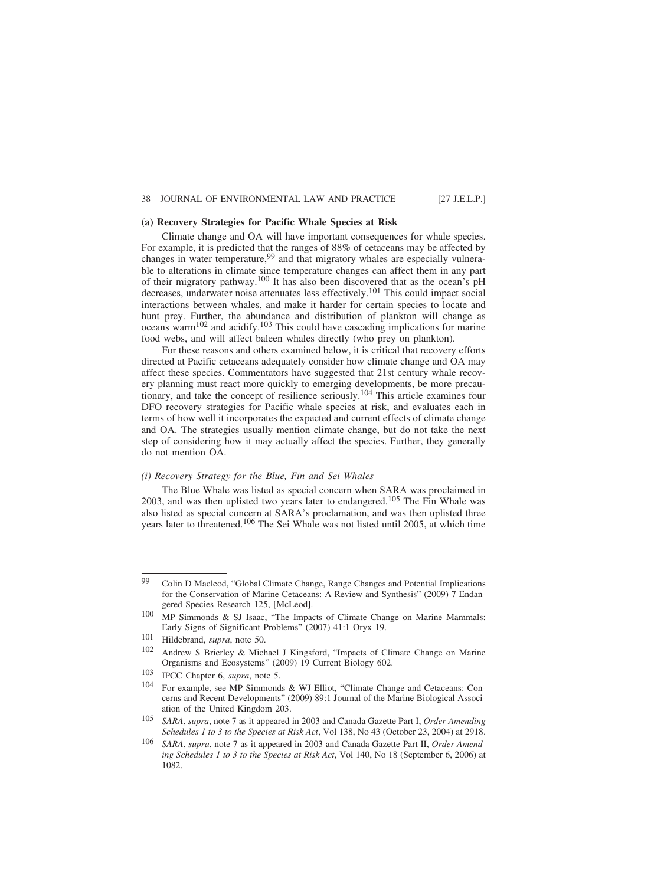### (a) Recovery Strategies for Pacific Whale Species at Risk

Climate change and OA will have important consequences for whale species. For example, it is predicted that the ranges of 88% of cetaceans may be affected by changes in water temperature,[99] and that migratory whales are especially vulnerable to alterations in climate since temperature changes can affect them in any part of their migratory pathway.[100] It has also been discovered that as the ocean's pH decreases, underwater noise attenuates less effectively.[101] This could impact social interactions between whales, and make it harder for certain species to locate and hunt prey. Further, the abundance and distribution of plankton will change as oceans warm[102] and acidify.[103] This could have cascading implications for marine food webs, and will affect baleen whales directly (who prey on plankton).

For these reasons and others examined below, it is critical that recovery efforts directed at Pacific cetaceans adequately consider how climate change and OA may affect these species. Commentators have suggested that 21st century whale recovery planning must react more quickly to emerging developments, be more precautionary, and take the concept of resilience seriously.[104] This article examines four DFO recovery strategies for Pacific whale species at risk, and evaluates each in terms of how well it incorporates the expected and current effects of climate change and OA. The strategies usually mention climate change, but do not take the next step of considering how it may actually affect the species. Further, they generally do not mention OA.

#### *(i) Recovery Strategy for the Blue, Fin and Sei Whales*

The Blue Whale was listed as special concern when SARA was proclaimed in 2003, and was then uplisted two years later to endangered.[105] The Fin Whale was also listed as special concern at SARA's proclamation, and was then uplisted three years later to threatened.[106] The Sei Whale was not listed until 2005, at which time

---

[99] Colin D Macleod, "Global Climate Change, Range Changes and Potential Implications for the Conservation of Marine Cetaceans: A Review and Synthesis" (2009) 7 Endangered Species Research 125, [McLeod].

[100] MP Simmonds & SJ Isaac, "The Impacts of Climate Change on Marine Mammals: Early Signs of Significant Problems" (2007) 41:1 Oryx 19.

[101] Hildebrand, *supra*, note 50.

[102] Andrew S Brierley & Michael J Kingsford, "Impacts of Climate Change on Marine Organisms and Ecosystems" (2009) 19 Current Biology 602.

[103] IPCC Chapter 6, *supra*, note 5.

[104] For example, see MP Simmonds & WJ Elliot, "Climate Change and Cetaceans: Concerns and Recent Developments" (2009) 89:1 Journal of the Marine Biological Association of the United Kingdom 203.

[105] *SARA*, *supra*, note 7 as it appeared in 2003 and Canada Gazette Part I, *Order Amending Schedules 1 to 3 to the Species at Risk Act*, Vol 138, No 43 (October 23, 2004) at 2918.

[106] *SARA*, *supra*, note 7 as it appeared in 2003 and Canada Gazette Part II, *Order Amending Schedules 1 to 3 to the Species at Risk Act*, Vol 140, No 18 (September 6, 2006) at 1082.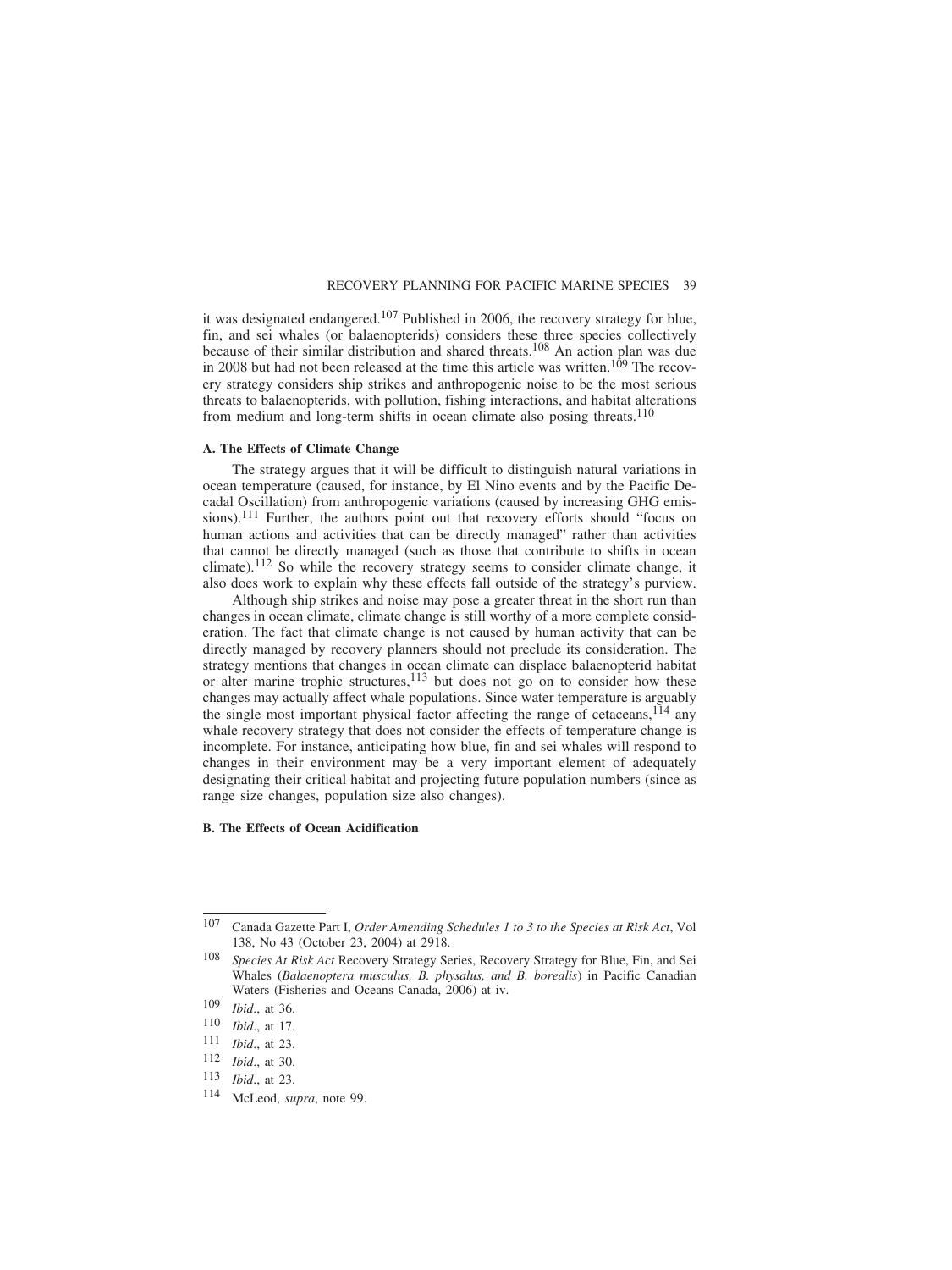it was designated endangered.[107] Published in 2006, the recovery strategy for blue, fin, and sei whales (or balaenopterids) considers these three species collectively because of their similar distribution and shared threats.[108] An action plan was due in 2008 but had not been released at the time this article was written.[109] The recovery strategy considers ship strikes and anthropogenic noise to be the most serious threats to balaenopterids, with pollution, fishing interactions, and habitat alterations from medium and long-term shifts in ocean climate also posing threats.[110]

### A. The Effects of Climate Change

The strategy argues that it will be difficult to distinguish natural variations in ocean temperature (caused, for instance, by El Nino events and by the Pacific Decadal Oscillation) from anthropogenic variations (caused by increasing GHG emissions).[111] Further, the authors point out that recovery efforts should "focus on human actions and activities that can be directly managed" rather than activities that cannot be directly managed (such as those that contribute to shifts in ocean climate).[112] So while the recovery strategy seems to consider climate change, it also does work to explain why these effects fall outside of the strategy's purview.

Although ship strikes and noise may pose a greater threat in the short run than changes in ocean climate, climate change is still worthy of a more complete consideration. The fact that climate change is not caused by human activity that can be directly managed by recovery planners should not preclude its consideration. The strategy mentions that changes in ocean climate can displace balaenopterid habitat or alter marine trophic structures,[113] but does not go on to consider how these changes may actually affect whale populations. Since water temperature is arguably the single most important physical factor affecting the range of cetaceans,[114] any whale recovery strategy that does not consider the effects of temperature change is incomplete. For instance, anticipating how blue, fin and sei whales will respond to changes in their environment may be a very important element of adequately designating their critical habitat and projecting future population numbers (since as range size changes, population size also changes).

### B. The Effects of Ocean Acidification

---

[107] Canada Gazette Part I, *Order Amending Schedules 1 to 3 to the Species at Risk Act*, Vol 138, No 43 (October 23, 2004) at 2918.

[108] *Species At Risk Act* Recovery Strategy Series, Recovery Strategy for Blue, Fin, and Sei Whales (*Balaenoptera musculus, B. physalus, and B. borealis*) in Pacific Canadian Waters (Fisheries and Oceans Canada, 2006) at iv.

[109] *Ibid*., at 36.

[110] *Ibid*., at 17.

[111] *Ibid*., at 23.

[112] *Ibid*., at 30.

[113] *Ibid*., at 23.

[114] McLeod, *supra*, note 99.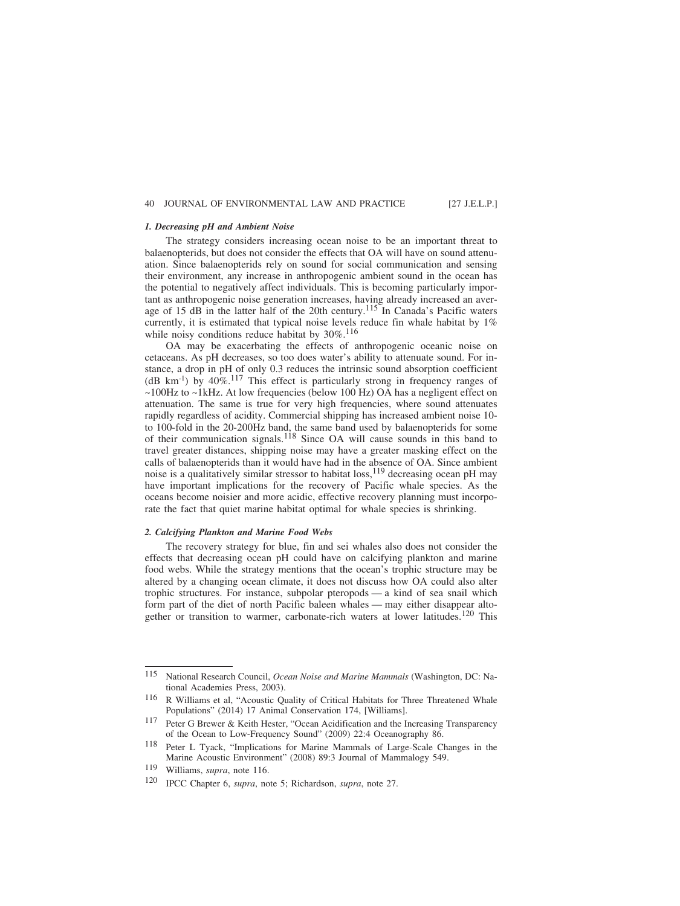### *1. Decreasing pH and Ambient Noise*

The strategy considers increasing ocean noise to be an important threat to balaenopterids, but does not consider the effects that OA will have on sound attenuation. Since balaenopterids rely on sound for social communication and sensing their environment, any increase in anthropogenic ambient sound in the ocean has the potential to negatively affect individuals. This is becoming particularly important as anthropogenic noise generation increases, having already increased an average of 15 dB in the latter half of the 20th century.[115] In Canada's Pacific waters currently, it is estimated that typical noise levels reduce fin whale habitat by 1% while noisy conditions reduce habitat by 30%.[116]

OA may be exacerbating the effects of anthropogenic oceanic noise on cetaceans. As pH decreases, so too does water's ability to attenuate sound. For instance, a drop in pH of only 0.3 reduces the intrinsic sound absorption coefficient (dB $km^{-1}$) by 40%.[117] This effect is particularly strong in frequency ranges of ~100Hz to ~1kHz. At low frequencies (below 100 Hz) OA has a negligent effect on attenuation. The same is true for very high frequencies, where sound attenuates rapidly regardless of acidity. Commercial shipping has increased ambient noise 10- to 100-fold in the 20-200Hz band, the same band used by balaenopterids for some of their communication signals.[118] Since OA will cause sounds in this band to travel greater distances, shipping noise may have a greater masking effect on the calls of balaenopterids than it would have had in the absence of OA. Since ambient noise is a qualitatively similar stressor to habitat loss,[119] decreasing ocean pH may have important implications for the recovery of Pacific whale species. As the oceans become noisier and more acidic, effective recovery planning must incorporate the fact that quiet marine habitat optimal for whale species is shrinking.

### *2. Calcifying Plankton and Marine Food Webs*

The recovery strategy for blue, fin and sei whales also does not consider the effects that decreasing ocean pH could have on calcifying plankton and marine food webs. While the strategy mentions that the ocean's trophic structure may be altered by a changing ocean climate, it does not discuss how OA could also alter trophic structures. For instance, subpolar pteropods — a kind of sea snail which form part of the diet of north Pacific baleen whales — may either disappear altogether or transition to warmer, carbonate-rich waters at lower latitudes.[120] This

---

115 National Research Council, *Ocean Noise and Marine Mammals* (Washington, DC: National Academies Press, 2003).

116 R Williams et al, "Acoustic Quality of Critical Habitats for Three Threatened Whale Populations" (2014) 17 Animal Conservation 174, [Williams].

117 Peter G Brewer & Keith Hester, "Ocean Acidification and the Increasing Transparency of the Ocean to Low-Frequency Sound" (2009) 22:4 Oceanography 86.

118 Peter L Tyack, "Implications for Marine Mammals of Large-Scale Changes in the Marine Acoustic Environment" (2008) 89:3 Journal of Mammalogy 549.

119 Williams, *supra*, note 116.

120 IPCC Chapter 6, *supra*, note 5; Richardson, *supra*, note 27.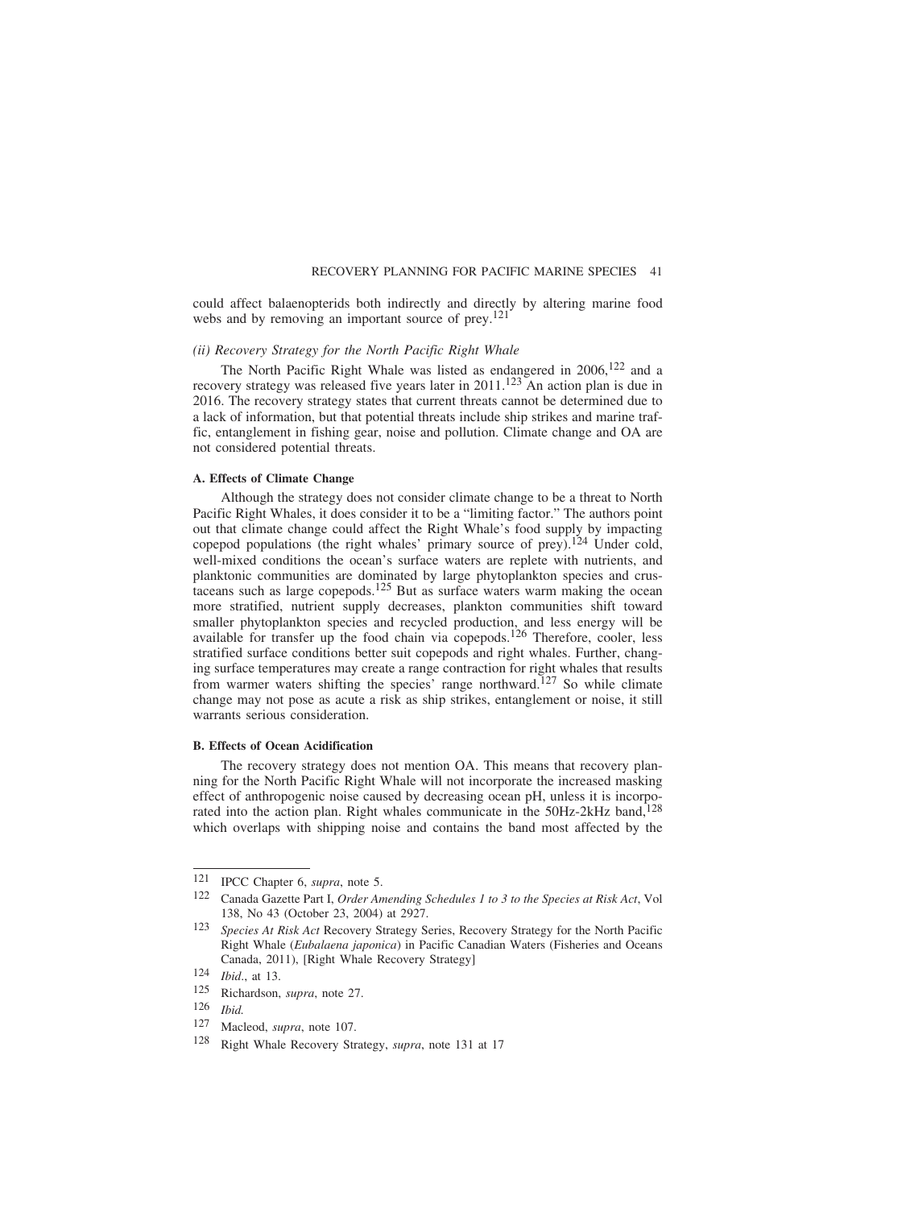could affect balaenopterids both indirectly and directly by altering marine food webs and by removing an important source of prey.[121]

*(ii) Recovery Strategy for the North Pacific Right Whale*

The North Pacific Right Whale was listed as endangered in 2006,[122] and a recovery strategy was released five years later in 2011.[123] An action plan is due in 2016. The recovery strategy states that current threats cannot be determined due to a lack of information, but that potential threats include ship strikes and marine traffic, entanglement in fishing gear, noise and pollution. Climate change and OA are not considered potential threats.

**A. Effects of Climate Change**

Although the strategy does not consider climate change to be a threat to North Pacific Right Whales, it does consider it to be a "limiting factor." The authors point out that climate change could affect the Right Whale's food supply by impacting copepod populations (the right whales' primary source of prey).[124] Under cold, well-mixed conditions the ocean's surface waters are replete with nutrients, and planktonic communities are dominated by large phytoplankton species and crustaceans such as large copepods.[125] But as surface waters warm making the ocean more stratified, nutrient supply decreases, plankton communities shift toward smaller phytoplankton species and recycled production, and less energy will be available for transfer up the food chain via copepods.[126] Therefore, cooler, less stratified surface conditions better suit copepods and right whales. Further, changing surface temperatures may create a range contraction for right whales that results from warmer waters shifting the species' range northward.[127] So while climate change may not pose as acute a risk as ship strikes, entanglement or noise, it still warrants serious consideration.

**B. Effects of Ocean Acidification**

The recovery strategy does not mention OA. This means that recovery planning for the North Pacific Right Whale will not incorporate the increased masking effect of anthropogenic noise caused by decreasing ocean pH, unless it is incorporated into the action plan. Right whales communicate in the 50Hz-2kHz band,[128] which overlaps with shipping noise and contains the band most affected by the

---

121 IPCC Chapter 6, *supra*, note 5.

122 Canada Gazette Part I, *Order Amending Schedules 1 to 3 to the Species at Risk Act*, Vol 138, No 43 (October 23, 2004) at 2927.

123 *Species At Risk Act* Recovery Strategy Series, Recovery Strategy for the North Pacific Right Whale (*Eubalaena japonica*) in Pacific Canadian Waters (Fisheries and Oceans Canada, 2011), [Right Whale Recovery Strategy]

124 *Ibid*., at 13.

125 Richardson, *supra*, note 27.

126 *Ibid.*

127 Macleod, *supra*, note 107.

128 Right Whale Recovery Strategy, *supra*, note 131 at 17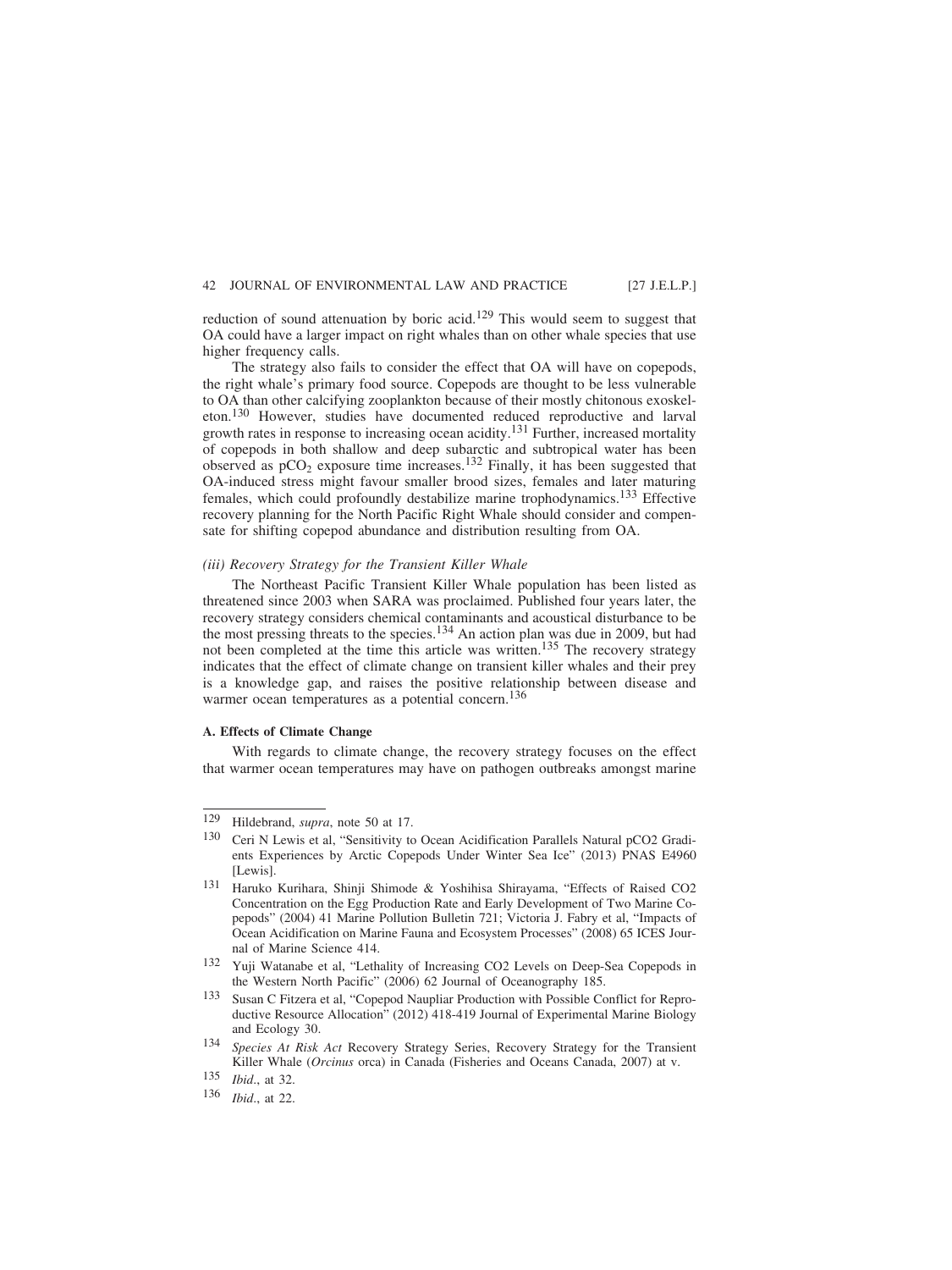reduction of sound attenuation by boric acid.[129] This would seem to suggest that OA could have a larger impact on right whales than on other whale species that use higher frequency calls.

The strategy also fails to consider the effect that OA will have on copepods, the right whale's primary food source. Copepods are thought to be less vulnerable to OA than other calcifying zooplankton because of their mostly chitonous exoskeleton.[130] However, studies have documented reduced reproductive and larval growth rates in response to increasing ocean acidity.[131] Further, increased mortality of copepods in both shallow and deep subarctic and subtropical water has been observed as $pCO_2$ exposure time increases.[132] Finally, it has been suggested that OA-induced stress might favour smaller brood sizes, females and later maturing females, which could profoundly destabilize marine trophodynamics.[133] Effective recovery planning for the North Pacific Right Whale should consider and compensate for shifting copepod abundance and distribution resulting from OA.

### *(iii) Recovery Strategy for the Transient Killer Whale*

The Northeast Pacific Transient Killer Whale population has been listed as threatened since 2003 when SARA was proclaimed. Published four years later, the recovery strategy considers chemical contaminants and acoustical disturbance to be the most pressing threats to the species.[134] An action plan was due in 2009, but had not been completed at the time this article was written.[135] The recovery strategy indicates that the effect of climate change on transient killer whales and their prey is a knowledge gap, and raises the positive relationship between disease and warmer ocean temperatures as a potential concern.[136]

#### A. Effects of Climate Change

With regards to climate change, the recovery strategy focuses on the effect that warmer ocean temperatures may have on pathogen outbreaks amongst marine

---

129 Hildebrand, *supra*, note 50 at 17.

130 Ceri N Lewis et al, "Sensitivity to Ocean Acidification Parallels Natural pCO2 Gradients Experiences by Arctic Copepods Under Winter Sea Ice" (2013) PNAS E4960 [Lewis].

131 Haruko Kurihara, Shinji Shimode & Yoshihisa Shirayama, "Effects of Raised CO2 Concentration on the Egg Production Rate and Early Development of Two Marine Copepods" (2004) 41 Marine Pollution Bulletin 721; Victoria J. Fabry et al, "Impacts of Ocean Acidification on Marine Fauna and Ecosystem Processes" (2008) 65 ICES Journal of Marine Science 414.

132 Yuji Watanabe et al, "Lethality of Increasing CO2 Levels on Deep-Sea Copepods in the Western North Pacific" (2006) 62 Journal of Oceanography 185.

133 Susan C Fitzera et al, "Copepod Naupliar Production with Possible Conflict for Reproductive Resource Allocation" (2012) 418-419 Journal of Experimental Marine Biology and Ecology 30.

134 *Species At Risk Act* Recovery Strategy Series, Recovery Strategy for the Transient Killer Whale (*Orcinus* orca) in Canada (Fisheries and Oceans Canada, 2007) at v.

135 *Ibid*., at 32.

136 *Ibid*., at 22.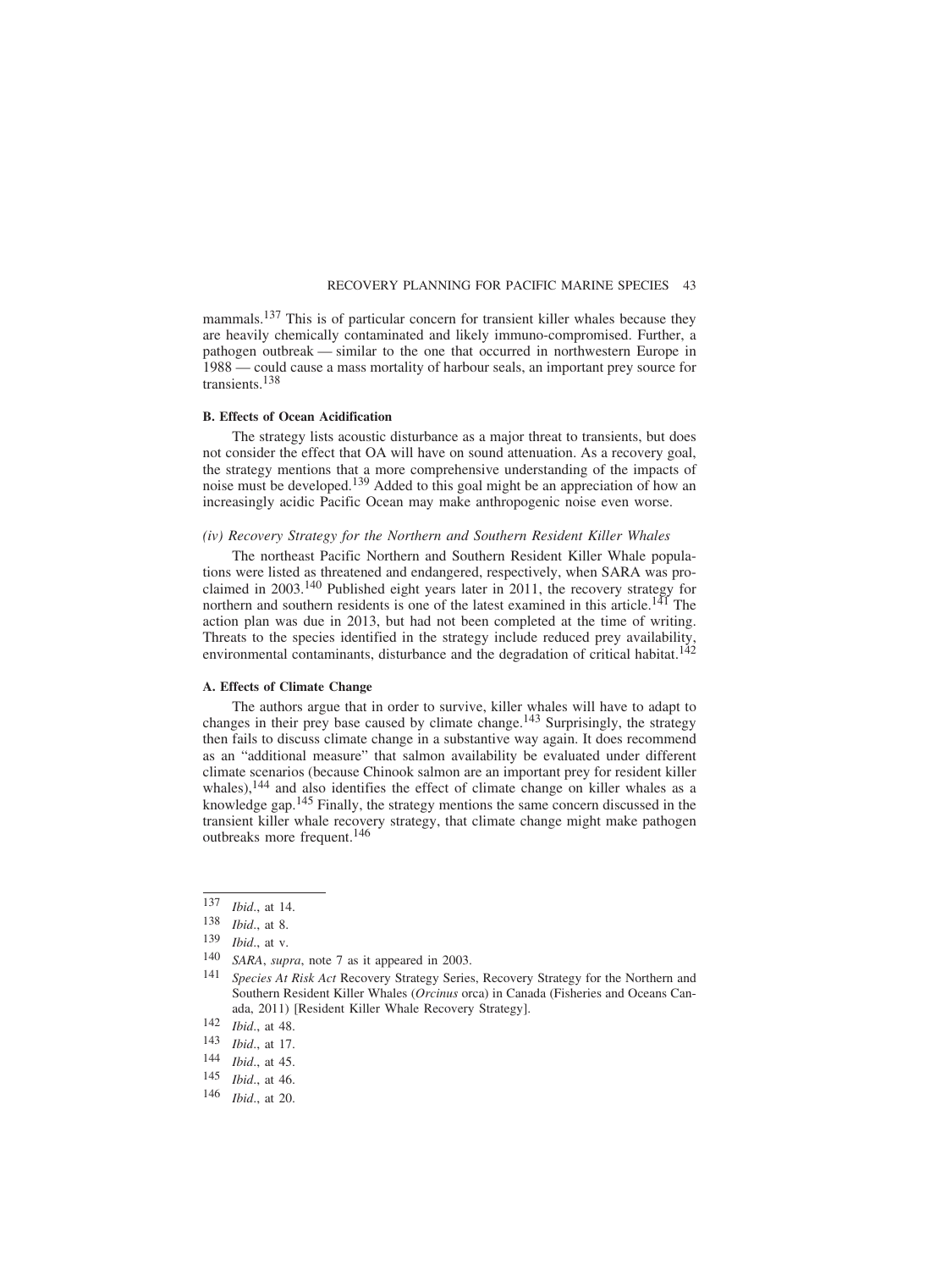mammals.[137] This is of particular concern for transient killer whales because they are heavily chemically contaminated and likely immuno-compromised. Further, a pathogen outbreak — similar to the one that occurred in northwestern Europe in 1988 — could cause a mass mortality of harbour seals, an important prey source for transients.[138]

#### B. Effects of Ocean Acidification

The strategy lists acoustic disturbance as a major threat to transients, but does not consider the effect that OA will have on sound attenuation. As a recovery goal, the strategy mentions that a more comprehensive understanding of the impacts of noise must be developed.[139] Added to this goal might be an appreciation of how an increasingly acidic Pacific Ocean may make anthropogenic noise even worse.

### *(iv) Recovery Strategy for the Northern and Southern Resident Killer Whales*

The northeast Pacific Northern and Southern Resident Killer Whale populations were listed as threatened and endangered, respectively, when SARA was proclaimed in 2003.[140] Published eight years later in 2011, the recovery strategy for northern and southern residents is one of the latest examined in this article.[141] The action plan was due in 2013, but had not been completed at the time of writing. Threats to the species identified in the strategy include reduced prey availability, environmental contaminants, disturbance and the degradation of critical habitat.[142]

#### A. Effects of Climate Change

The authors argue that in order to survive, killer whales will have to adapt to changes in their prey base caused by climate change.[143] Surprisingly, the strategy then fails to discuss climate change in a substantive way again. It does recommend as an "additional measure" that salmon availability be evaluated under different climate scenarios (because Chinook salmon are an important prey for resident killer whales),[144] and also identifies the effect of climate change on killer whales as a knowledge gap.[145] Finally, the strategy mentions the same concern discussed in the transient killer whale recovery strategy, that climate change might make pathogen outbreaks more frequent.[146]

---

137 *Ibid*., at 14.

138 *Ibid*., at 8.

139 *Ibid*., at v.

140 *SARA*, *supra*, note 7 as it appeared in 2003.

141 *Species At Risk Act* Recovery Strategy Series, Recovery Strategy for the Northern and Southern Resident Killer Whales (*Orcinus* orca) in Canada (Fisheries and Oceans Canada, 2011) [Resident Killer Whale Recovery Strategy].

142 *Ibid*., at 48.

143 *Ibid*., at 17.

144 *Ibid*., at 45.

145 *Ibid*., at 46.

146 *Ibid*., at 20.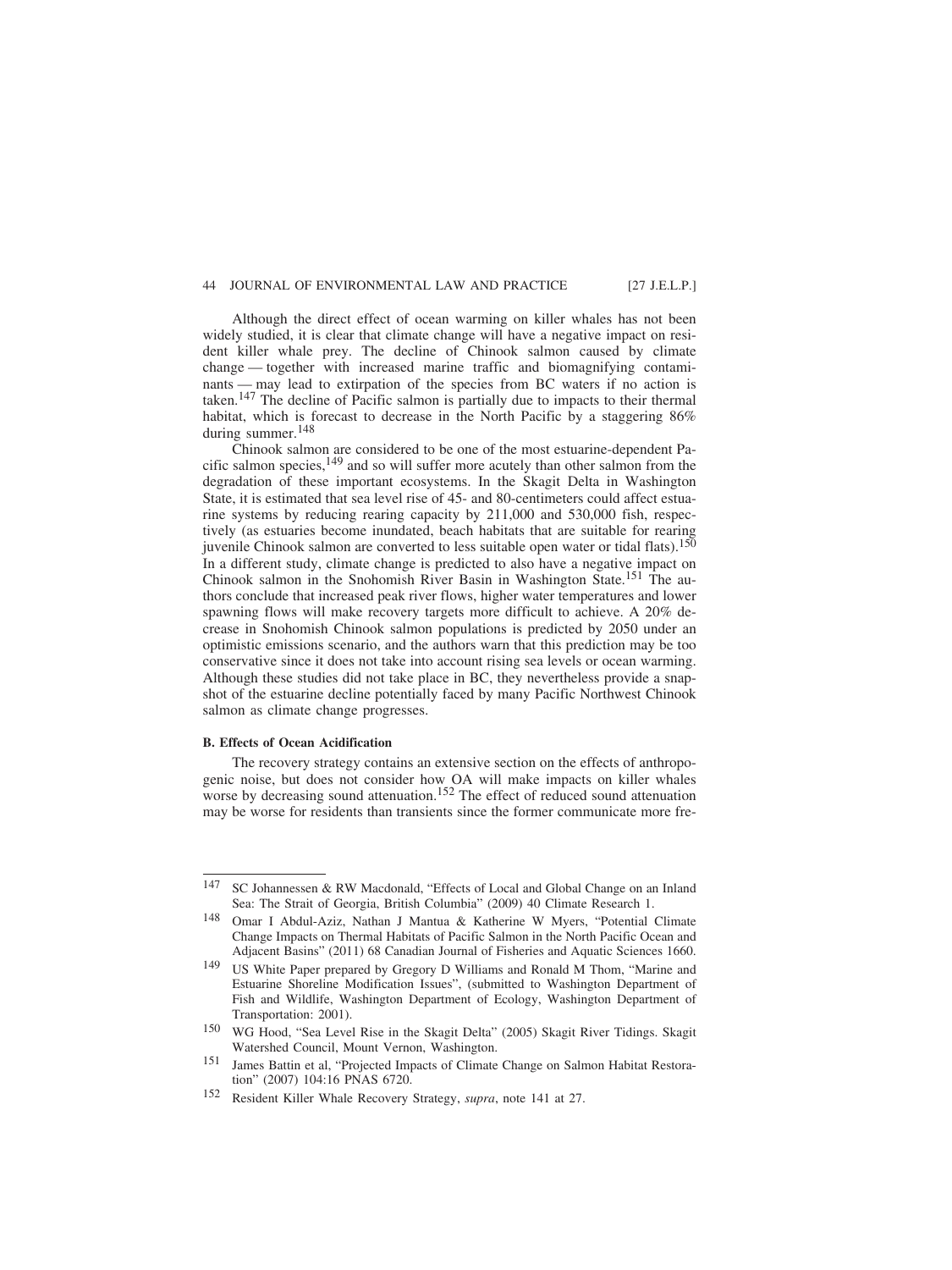Although the direct effect of ocean warming on killer whales has not been widely studied, it is clear that climate change will have a negative impact on resident killer whale prey. The decline of Chinook salmon caused by climate change — together with increased marine traffic and biomagnifying contaminants — may lead to extirpation of the species from BC waters if no action is taken.[147] The decline of Pacific salmon is partially due to impacts to their thermal habitat, which is forecast to decrease in the North Pacific by a staggering 86% during summer.[148]

Chinook salmon are considered to be one of the most estuarine-dependent Pacific salmon species,[149] and so will suffer more acutely than other salmon from the degradation of these important ecosystems. In the Skagit Delta in Washington State, it is estimated that sea level rise of 45- and 80-centimeters could affect estuarine systems by reducing rearing capacity by 211,000 and 530,000 fish, respectively (as estuaries become inundated, beach habitats that are suitable for rearing juvenile Chinook salmon are converted to less suitable open water or tidal flats).[150] In a different study, climate change is predicted to also have a negative impact on Chinook salmon in the Snohomish River Basin in Washington State.[151] The authors conclude that increased peak river flows, higher water temperatures and lower spawning flows will make recovery targets more difficult to achieve. A 20% decrease in Snohomish Chinook salmon populations is predicted by 2050 under an optimistic emissions scenario, and the authors warn that this prediction may be too conservative since it does not take into account rising sea levels or ocean warming. Although these studies did not take place in BC, they nevertheless provide a snapshot of the estuarine decline potentially faced by many Pacific Northwest Chinook salmon as climate change progresses.

**B. Effects of Ocean Acidification**

The recovery strategy contains an extensive section on the effects of anthropogenic noise, but does not consider how OA will make impacts on killer whales worse by decreasing sound attenuation.[152] The effect of reduced sound attenuation may be worse for residents than transients since the former communicate more fre-

---

147 SC Johannessen & RW Macdonald, "Effects of Local and Global Change on an Inland Sea: The Strait of Georgia, British Columbia" (2009) 40 Climate Research 1.

148 Omar I Abdul-Aziz, Nathan J Mantua & Katherine W Myers, "Potential Climate Change Impacts on Thermal Habitats of Pacific Salmon in the North Pacific Ocean and Adjacent Basins" (2011) 68 Canadian Journal of Fisheries and Aquatic Sciences 1660.

149 US White Paper prepared by Gregory D Williams and Ronald M Thom, "Marine and Estuarine Shoreline Modification Issues", (submitted to Washington Department of Fish and Wildlife, Washington Department of Ecology, Washington Department of Transportation: 2001).

150 WG Hood, "Sea Level Rise in the Skagit Delta" (2005) Skagit River Tidings. Skagit Watershed Council, Mount Vernon, Washington.

151 James Battin et al, "Projected Impacts of Climate Change on Salmon Habitat Restoration" (2007) 104:16 PNAS 6720.

152 Resident Killer Whale Recovery Strategy, *supra*, note 141 at 27.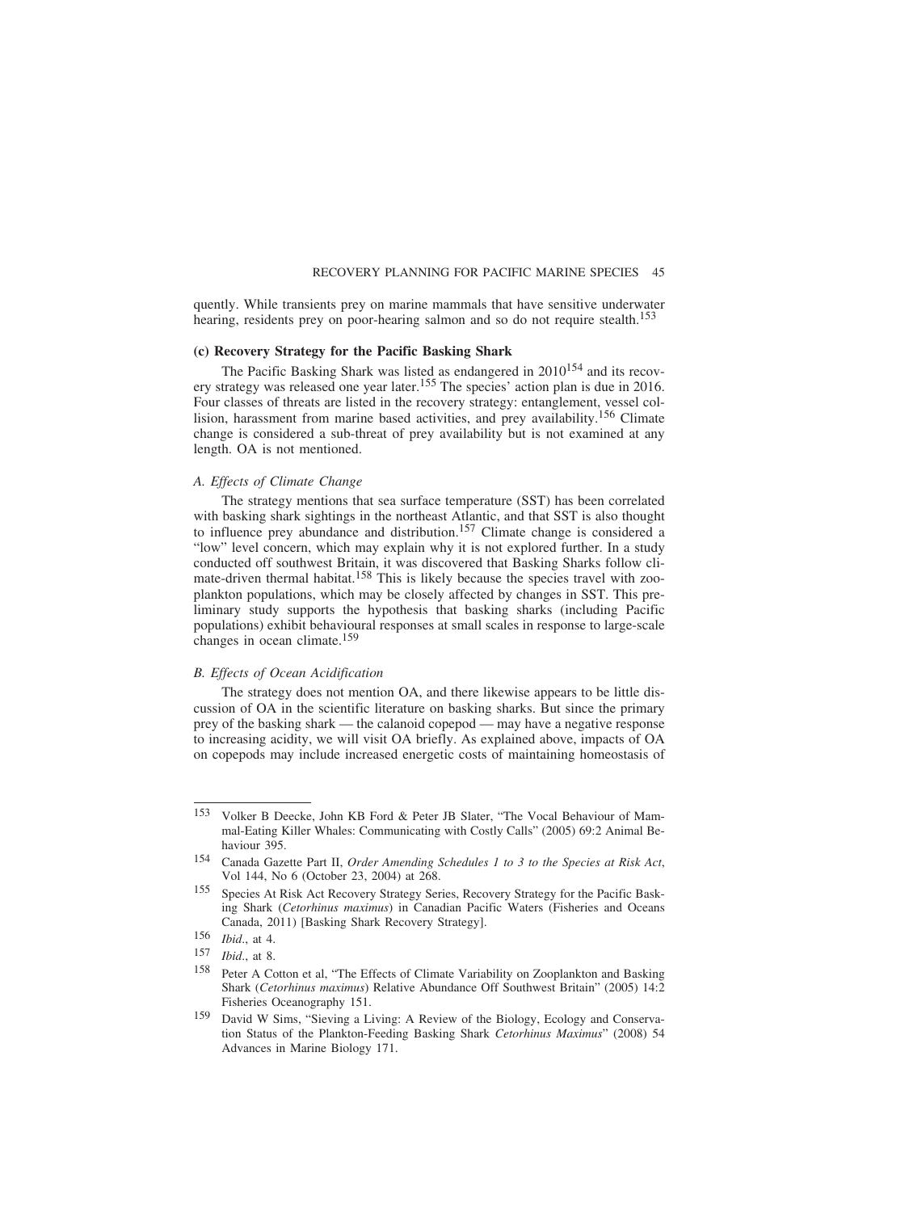quently. While transients prey on marine mammals that have sensitive underwater hearing, residents prey on poor-hearing salmon and so do not require stealth.[153]

### (c) Recovery Strategy for the Pacific Basking Shark

The Pacific Basking Shark was listed as endangered in 2010[154] and its recovery strategy was released one year later.[155] The species' action plan is due in 2016. Four classes of threats are listed in the recovery strategy: entanglement, vessel collision, harassment from marine based activities, and prey availability.[156] Climate change is considered a sub-threat of prey availability but is not examined at any length. OA is not mentioned.

#### *A. Effects of Climate Change*

The strategy mentions that sea surface temperature (SST) has been correlated with basking shark sightings in the northeast Atlantic, and that SST is also thought to influence prey abundance and distribution.[157] Climate change is considered a "low" level concern, which may explain why it is not explored further. In a study conducted off southwest Britain, it was discovered that Basking Sharks follow climate-driven thermal habitat.[158] This is likely because the species travel with zooplankton populations, which may be closely affected by changes in SST. This preliminary study supports the hypothesis that basking sharks (including Pacific populations) exhibit behavioural responses at small scales in response to large-scale changes in ocean climate.[159]

#### *B. Effects of Ocean Acidification*

The strategy does not mention OA, and there likewise appears to be little discussion of OA in the scientific literature on basking sharks. But since the primary prey of the basking shark — the calanoid copepod — may have a negative response to increasing acidity, we will visit OA briefly. As explained above, impacts of OA on copepods may include increased energetic costs of maintaining homeostasis of

---

[153] Volker B Deecke, John KB Ford & Peter JB Slater, "The Vocal Behaviour of Mammal-Eating Killer Whales: Communicating with Costly Calls" (2005) 69:2 Animal Behaviour 395.

[154] Canada Gazette Part II, *Order Amending Schedules 1 to 3 to the Species at Risk Act*, Vol 144, No 6 (October 23, 2004) at 268.

[155] Species At Risk Act Recovery Strategy Series, Recovery Strategy for the Pacific Basking Shark (*Cetorhinus maximus*) in Canadian Pacific Waters (Fisheries and Oceans Canada, 2011) [Basking Shark Recovery Strategy].

[156] *Ibid*., at 4.

[157] *Ibid*., at 8.

[158] Peter A Cotton et al, "The Effects of Climate Variability on Zooplankton and Basking Shark (*Cetorhinus maximus*) Relative Abundance Off Southwest Britain" (2005) 14:2 Fisheries Oceanography 151.

[159] David W Sims, "Sieving a Living: A Review of the Biology, Ecology and Conservation Status of the Plankton-Feeding Basking Shark *Cetorhinus Maximus*" (2008) 54 Advances in Marine Biology 171.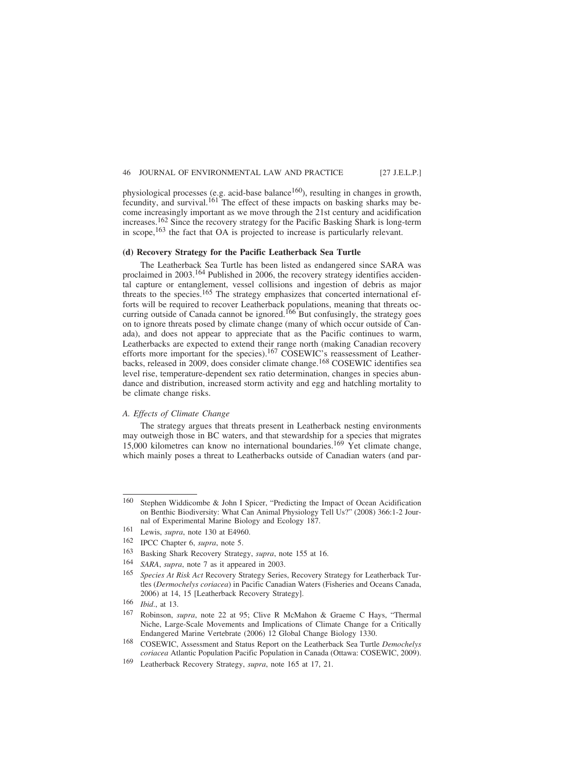physiological processes (e.g. acid-base balance[160]), resulting in changes in growth, fecundity, and survival.[161] The effect of these impacts on basking sharks may become increasingly important as we move through the 21st century and acidification increases.[162] Since the recovery strategy for the Pacific Basking Shark is long-term in scope,[163] the fact that OA is projected to increase is particularly relevant.

### (d) Recovery Strategy for the Pacific Leatherback Sea Turtle

The Leatherback Sea Turtle has been listed as endangered since SARA was proclaimed in 2003.[164] Published in 2006, the recovery strategy identifies accidental capture or entanglement, vessel collisions and ingestion of debris as major threats to the species.[165] The strategy emphasizes that concerted international efforts will be required to recover Leatherback populations, meaning that threats occurring outside of Canada cannot be ignored.[166] But confusingly, the strategy goes on to ignore threats posed by climate change (many of which occur outside of Canada), and does not appear to appreciate that as the Pacific continues to warm, Leatherbacks are expected to extend their range north (making Canadian recovery efforts more important for the species).[167] COSEWIC's reassessment of Leatherbacks, released in 2009, does consider climate change.[168] COSEWIC identifies sea level rise, temperature-dependent sex ratio determination, changes in species abundance and distribution, increased storm activity and egg and hatchling mortality to be climate change risks.

#### *A. Effects of Climate Change*

The strategy argues that threats present in Leatherback nesting environments may outweigh those in BC waters, and that stewardship for a species that migrates 15,000 kilometres can know no international boundaries.[169] Yet climate change, which mainly poses a threat to Leatherbacks outside of Canadian waters (and par-

---

160 Stephen Widdicombe & John I Spicer, "Predicting the Impact of Ocean Acidification on Benthic Biodiversity: What Can Animal Physiology Tell Us?" (2008) 366:1-2 Journal of Experimental Marine Biology and Ecology 187.

161 Lewis, *supra*, note 130 at E4960.

162 IPCC Chapter 6, *supra*, note 5.

163 Basking Shark Recovery Strategy, *supra*, note 155 at 16.

164 *SARA*, *supra*, note 7 as it appeared in 2003.

165 *Species At Risk Act* Recovery Strategy Series, Recovery Strategy for Leatherback Turtles (*Dermochelys coriacea*) in Pacific Canadian Waters (Fisheries and Oceans Canada, 2006) at 14, 15 [Leatherback Recovery Strategy].

166 *Ibid*., at 13.

167 Robinson, *supra*, note 22 at 95; Clive R McMahon & Graeme C Hays, "Thermal Niche, Large-Scale Movements and Implications of Climate Change for a Critically Endangered Marine Vertebrate (2006) 12 Global Change Biology 1330.

168 COSEWIC, Assessment and Status Report on the Leatherback Sea Turtle *Demochelys coriacea* Atlantic Population Pacific Population in Canada (Ottawa: COSEWIC, 2009).

169 Leatherback Recovery Strategy, *supra*, note 165 at 17, 21.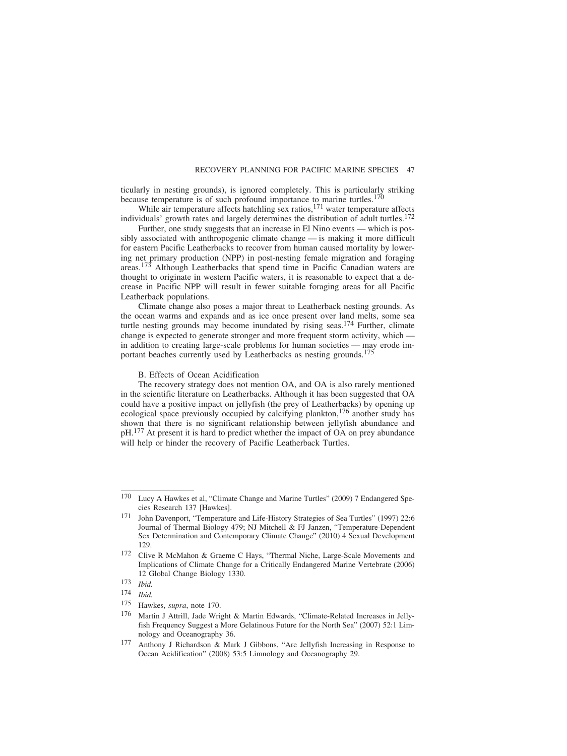ticularly in nesting grounds), is ignored completely. This is particularly striking because temperature is of such profound importance to marine turtles.[170]

While air temperature affects hatchling sex ratios,[171] water temperature affects individuals' growth rates and largely determines the distribution of adult turtles.[172]

Further, one study suggests that an increase in El Nino events — which is possibly associated with anthropogenic climate change — is making it more difficult for eastern Pacific Leatherbacks to recover from human caused mortality by lowering net primary production (NPP) in post-nesting female migration and foraging areas.[173] Although Leatherbacks that spend time in Pacific Canadian waters are thought to originate in western Pacific waters, it is reasonable to expect that a decrease in Pacific NPP will result in fewer suitable foraging areas for all Pacific Leatherback populations.

Climate change also poses a major threat to Leatherback nesting grounds. As the ocean warms and expands and as ice once present over land melts, some sea turtle nesting grounds may become inundated by rising seas.[174] Further, climate change is expected to generate stronger and more frequent storm activity, which — in addition to creating large-scale problems for human societies — may erode important beaches currently used by Leatherbacks as nesting grounds.[175]

### B. Effects of Ocean Acidification

The recovery strategy does not mention OA, and OA is also rarely mentioned in the scientific literature on Leatherbacks. Although it has been suggested that OA could have a positive impact on jellyfish (the prey of Leatherbacks) by opening up ecological space previously occupied by calcifying plankton,[176] another study has shown that there is no significant relationship between jellyfish abundance and pH.[177] At present it is hard to predict whether the impact of OA on prey abundance will help or hinder the recovery of Pacific Leatherback Turtles.

---

170 Lucy A Hawkes et al, "Climate Change and Marine Turtles" (2009) 7 Endangered Species Research 137 [Hawkes].

171 John Davenport, "Temperature and Life-History Strategies of Sea Turtles" (1997) 22:6 Journal of Thermal Biology 479; NJ Mitchell & FJ Janzen, "Temperature-Dependent Sex Determination and Contemporary Climate Change" (2010) 4 Sexual Development 129.

172 Clive R McMahon & Graeme C Hays, "Thermal Niche, Large-Scale Movements and Implications of Climate Change for a Critically Endangered Marine Vertebrate (2006) 12 Global Change Biology 1330.

173 *Ibid.*

174 *Ibid.*

175 Hawkes, *supra*, note 170.

176 Martin J Attrill, Jade Wright & Martin Edwards, "Climate-Related Increases in Jellyfish Frequency Suggest a More Gelatinous Future for the North Sea" (2007) 52:1 Limnology and Oceanography 36.

177 Anthony J Richardson & Mark J Gibbons, "Are Jellyfish Increasing in Response to Ocean Acidification" (2008) 53:5 Limnology and Oceanography 29.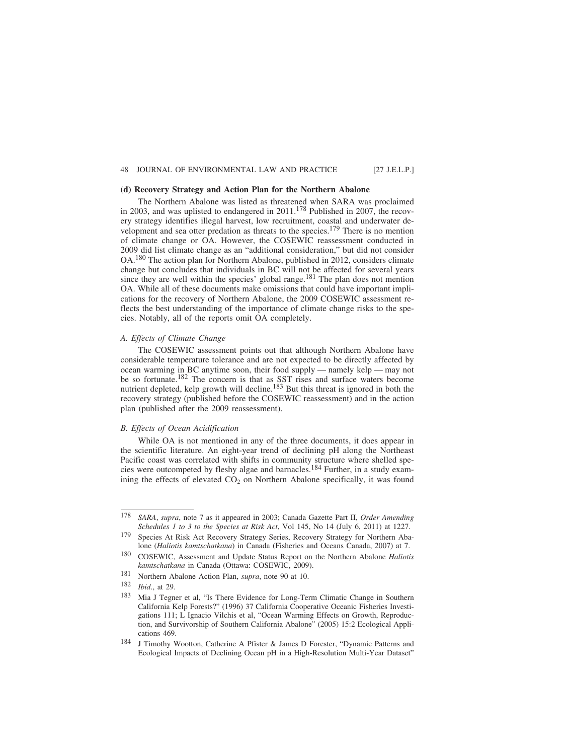### (d) Recovery Strategy and Action Plan for the Northern Abalone

The Northern Abalone was listed as threatened when SARA was proclaimed in 2003, and was uplisted to endangered in 2011.[178] Published in 2007, the recovery strategy identifies illegal harvest, low recruitment, coastal and underwater development and sea otter predation as threats to the species.[179] There is no mention of climate change or OA. However, the COSEWIC reassessment conducted in 2009 did list climate change as an "additional consideration," but did not consider OA.[180] The action plan for Northern Abalone, published in 2012, considers climate change but concludes that individuals in BC will not be affected for several years since they are well within the species' global range.[181] The plan does not mention OA. While all of these documents make omissions that could have important implications for the recovery of Northern Abalone, the 2009 COSEWIC assessment reflects the best understanding of the importance of climate change risks to the species. Notably, all of the reports omit OA completely.

#### *A. Effects of Climate Change*

The COSEWIC assessment points out that although Northern Abalone have considerable temperature tolerance and are not expected to be directly affected by ocean warming in BC anytime soon, their food supply — namely kelp — may not be so fortunate.[182] The concern is that as SST rises and surface waters become nutrient depleted, kelp growth will decline.[183] But this threat is ignored in both the recovery strategy (published before the COSEWIC reassessment) and in the action plan (published after the 2009 reassessment).

#### *B. Effects of Ocean Acidification*

While OA is not mentioned in any of the three documents, it does appear in the scientific literature. An eight-year trend of declining pH along the Northeast Pacific coast was correlated with shifts in community structure where shelled species were outcompeted by fleshy algae and barnacles.[184] Further, in a study examining the effects of elevated $CO_2$ on Northern Abalone specifically, it was found

---

178 *SARA*, *supra*, note 7 as it appeared in 2003; Canada Gazette Part II, *Order Amending Schedules 1 to 3 to the Species at Risk Act*, Vol 145, No 14 (July 6, 2011) at 1227.

179 Species At Risk Act Recovery Strategy Series, Recovery Strategy for Northern Abalone (*Haliotis kamtschatkana*) in Canada (Fisheries and Oceans Canada, 2007) at 7.

180 COSEWIC, Assessment and Update Status Report on the Northern Abalone *Haliotis kamtschatkana* in Canada (Ottawa: COSEWIC, 2009).

181 Northern Abalone Action Plan, *supra*, note 90 at 10.

182 *Ibid*., at 29.

183 Mia J Tegner et al, "Is There Evidence for Long-Term Climatic Change in Southern California Kelp Forests?" (1996) 37 California Cooperative Oceanic Fisheries Investigations 111; L Ignacio Vilchis et al, "Ocean Warming Effects on Growth, Reproduction, and Survivorship of Southern California Abalone" (2005) 15:2 Ecological Applications 469.

184 J Timothy Wootton, Catherine A Pfister & James D Forester, "Dynamic Patterns and Ecological Impacts of Declining Ocean pH in a High-Resolution Multi-Year Dataset"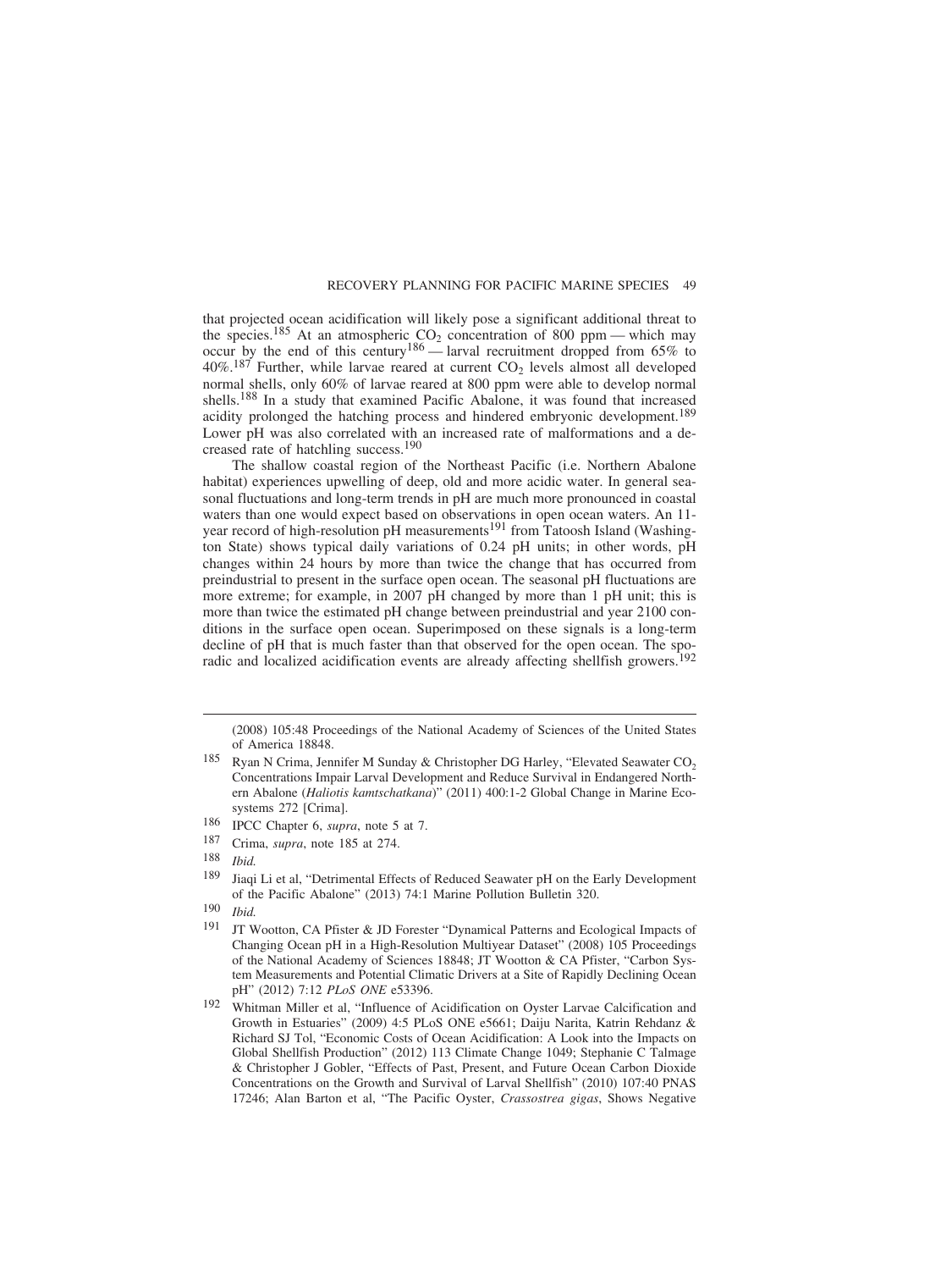that projected ocean acidification will likely pose a significant additional threat to the species.[185] At an atmospheric $CO_2$ concentration of 800 ppm — which may occur by the end of this century[186] — larval recruitment dropped from 65% to 40%.[187] Further, while larvae reared at current $CO_2$ levels almost all developed normal shells, only 60% of larvae reared at 800 ppm were able to develop normal shells.[188] In a study that examined Pacific Abalone, it was found that increased acidity prolonged the hatching process and hindered embryonic development.[189] Lower pH was also correlated with an increased rate of malformations and a decreased rate of hatchling success.[190]

The shallow coastal region of the Northeast Pacific (i.e. Northern Abalone habitat) experiences upwelling of deep, old and more acidic water. In general seasonal fluctuations and long-term trends in pH are much more pronounced in coastal waters than one would expect based on observations in open ocean waters. An 11-year record of high-resolution pH measurements[191] from Tatoosh Island (Washington State) shows typical daily variations of 0.24 pH units; in other words, pH changes within 24 hours by more than twice the change that has occurred from preindustrial to present in the surface open ocean. The seasonal pH fluctuations are more extreme; for example, in 2007 pH changed by more than 1 pH unit; this is more than twice the estimated pH change between preindustrial and year 2100 conditions in the surface open ocean. Superimposed on these signals is a long-term decline of pH that is much faster than that observed for the open ocean. The sporadic and localized acidification events are already affecting shellfish growers.[192]

---

(2008) 105:48 Proceedings of the National Academy of Sciences of the United States of America 18848.

[185] Ryan N Crima, Jennifer M Sunday & Christopher DG Harley, "Elevated Seawater $CO_2$ Concentrations Impair Larval Development and Reduce Survival in Endangered Northern Abalone (*Haliotis kamtschatkana*)" (2011) 400:1-2 Global Change in Marine Ecosystems 272 [Crima].

[186] IPCC Chapter 6, *supra*, note 5 at 7.

[187] Crima, *supra*, note 185 at 274.

[188] *Ibid.*

[189] Jiaqi Li et al, "Detrimental Effects of Reduced Seawater pH on the Early Development of the Pacific Abalone" (2013) 74:1 Marine Pollution Bulletin 320.

[190] *Ibid.*

[191] JT Wootton, CA Pfister & JD Forester "Dynamical Patterns and Ecological Impacts of Changing Ocean pH in a High-Resolution Multiyear Dataset" (2008) 105 Proceedings of the National Academy of Sciences 18848; JT Wootton & CA Pfister, "Carbon System Measurements and Potential Climatic Drivers at a Site of Rapidly Declining Ocean pH" (2012) 7:12 *PLoS ONE* e53396.

[192] Whitman Miller et al, "Influence of Acidification on Oyster Larvae Calcification and Growth in Estuaries" (2009) 4:5 PLoS ONE e5661; Daiju Narita, Katrin Rehdanz & Richard SJ Tol, "Economic Costs of Ocean Acidification: A Look into the Impacts on Global Shellfish Production" (2012) 113 Climate Change 1049; Stephanie C Talmage & Christopher J Gobler, "Effects of Past, Present, and Future Ocean Carbon Dioxide Concentrations on the Growth and Survival of Larval Shellfish" (2010) 107:40 PNAS 17246; Alan Barton et al, "The Pacific Oyster, *Crassostrea gigas*, Shows Negative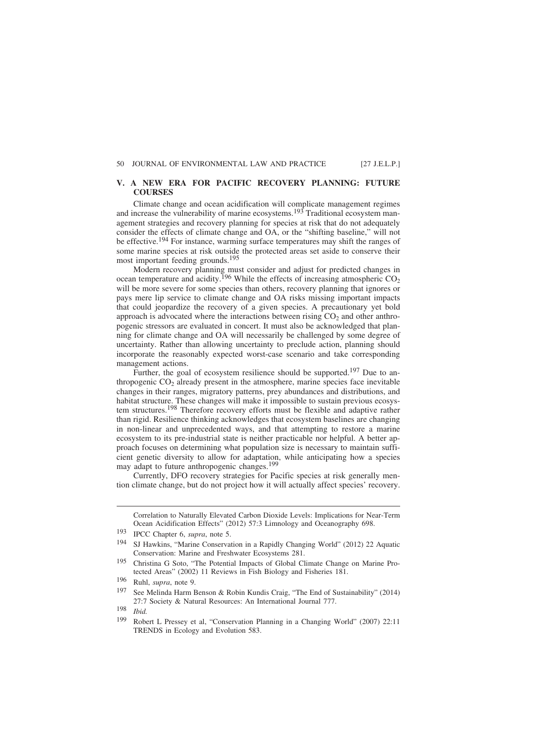## V. A NEW ERA FOR PACIFIC RECOVERY PLANNING: FUTURE COURSES

Climate change and ocean acidification will complicate management regimes and increase the vulnerability of marine ecosystems.[193] Traditional ecosystem management strategies and recovery planning for species at risk that do not adequately consider the effects of climate change and OA, or the "shifting baseline," will not be effective.[194] For instance, warming surface temperatures may shift the ranges of some marine species at risk outside the protected areas set aside to conserve their most important feeding grounds.[195]

Modern recovery planning must consider and adjust for predicted changes in ocean temperature and acidity.[196] While the effects of increasing atmospheric $CO_2$ will be more severe for some species than others, recovery planning that ignores or pays mere lip service to climate change and OA risks missing important impacts that could jeopardize the recovery of a given species. A precautionary yet bold approach is advocated where the interactions between rising $CO_2$ and other anthropogenic stressors are evaluated in concert. It must also be acknowledged that planning for climate change and OA will necessarily be challenged by some degree of uncertainty. Rather than allowing uncertainty to preclude action, planning should incorporate the reasonably expected worst-case scenario and take corresponding management actions.

Further, the goal of ecosystem resilience should be supported.[197] Due to anthropogenic $CO_2$ already present in the atmosphere, marine species face inevitable changes in their ranges, migratory patterns, prey abundances and distributions, and habitat structure. These changes will make it impossible to sustain previous ecosystem structures.[198] Therefore recovery efforts must be flexible and adaptive rather than rigid. Resilience thinking acknowledges that ecosystem baselines are changing in non-linear and unprecedented ways, and that attempting to restore a marine ecosystem to its pre-industrial state is neither practicable nor helpful. A better approach focuses on determining what population size is necessary to maintain sufficient genetic diversity to allow for adaptation, while anticipating how a species may adapt to future anthropogenic changes.[199]

Currently, DFO recovery strategies for Pacific species at risk generally mention climate change, but do not project how it will actually affect species' recovery.

---

Correlation to Naturally Elevated Carbon Dioxide Levels: Implications for Near-Term Ocean Acidification Effects" (2012) 57:3 Limnology and Oceanography 698.

193 IPCC Chapter 6, *supra*, note 5.

194 SJ Hawkins, "Marine Conservation in a Rapidly Changing World" (2012) 22 Aquatic Conservation: Marine and Freshwater Ecosystems 281.

195 Christina G Soto, "The Potential Impacts of Global Climate Change on Marine Protected Areas" (2002) 11 Reviews in Fish Biology and Fisheries 181.

196 Ruhl, *supra*, note 9.

197 See Melinda Harm Benson & Robin Kundis Craig, "The End of Sustainability" (2014) 27:7 Society & Natural Resources: An International Journal 777.

198 *Ibid.*

199 Robert L Pressey et al, "Conservation Planning in a Changing World" (2007) 22:11 TRENDS in Ecology and Evolution 583.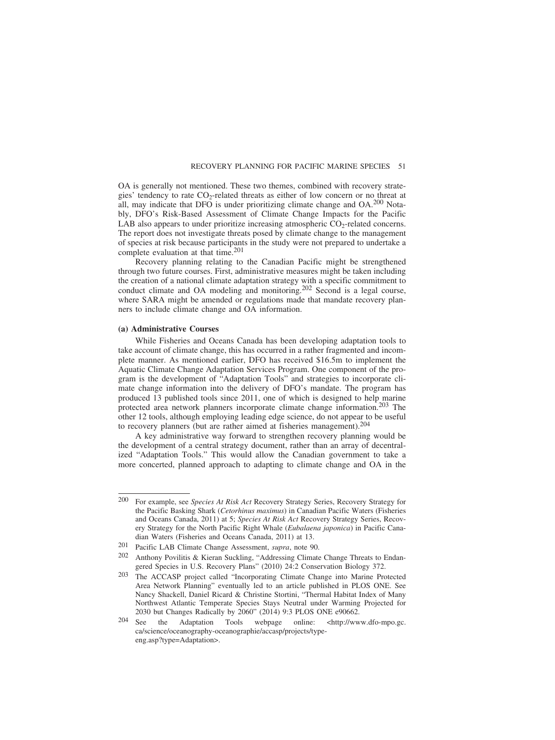OA is generally not mentioned. These two themes, combined with recovery strategies' tendency to rate $CO_2$-related threats as either of low concern or no threat at all, may indicate that DFO is under prioritizing climate change and OA.[200] Notably, DFO's Risk-Based Assessment of Climate Change Impacts for the Pacific LAB also appears to under prioritize increasing atmospheric $CO_2$-related concerns. The report does not investigate threats posed by climate change to the management of species at risk because participants in the study were not prepared to undertake a complete evaluation at that time.[201]

Recovery planning relating to the Canadian Pacific might be strengthened through two future courses. First, administrative measures might be taken including the creation of a national climate adaptation strategy with a specific commitment to conduct climate and OA modeling and monitoring.[202] Second is a legal course, where SARA might be amended or regulations made that mandate recovery planners to include climate change and OA information.

### (a) Administrative Courses

While Fisheries and Oceans Canada has been developing adaptation tools to take account of climate change, this has occurred in a rather fragmented and incomplete manner. As mentioned earlier, DFO has received $16.5m to implement the Aquatic Climate Change Adaptation Services Program. One component of the program is the development of "Adaptation Tools" and strategies to incorporate climate change information into the delivery of DFO's mandate. The program has produced 13 published tools since 2011, one of which is designed to help marine protected area network planners incorporate climate change information.[203] The other 12 tools, although employing leading edge science, do not appear to be useful to recovery planners (but are rather aimed at fisheries management).[204]

A key administrative way forward to strengthen recovery planning would be the development of a central strategy document, rather than an array of decentralized "Adaptation Tools." This would allow the Canadian government to take a more concerted, planned approach to adapting to climate change and OA in the

---

[200] For example, see *Species At Risk Act* Recovery Strategy Series, Recovery Strategy for the Pacific Basking Shark (*Cetorhinus maximus*) in Canadian Pacific Waters (Fisheries and Oceans Canada, 2011) at 5; *Species At Risk Act* Recovery Strategy Series, Recovery Strategy for the North Pacific Right Whale (*Eubalaena japonica*) in Pacific Canadian Waters (Fisheries and Oceans Canada, 2011) at 13.

[201] Pacific LAB Climate Change Assessment, *supra*, note 90.

[202] Anthony Povilitis & Kieran Suckling, "Addressing Climate Change Threats to Endangered Species in U.S. Recovery Plans" (2010) 24:2 Conservation Biology 372.

[203] The ACCASP project called "Incorporating Climate Change into Marine Protected Area Network Planning" eventually led to an article published in PLOS ONE. See Nancy Shackell, Daniel Ricard & Christine Stortini, "Thermal Habitat Index of Many Northwest Atlantic Temperate Species Stays Neutral under Warming Projected for 2030 but Changes Radically by 2060" (2014) 9:3 PLOS ONE e90662.

[204] See the Adaptation Tools webpage online: <http://www.dfo-mpo.gc.ca/science/oceanography-oceanographie/accasp/projects/type-eng.asp?type=Adaptation>.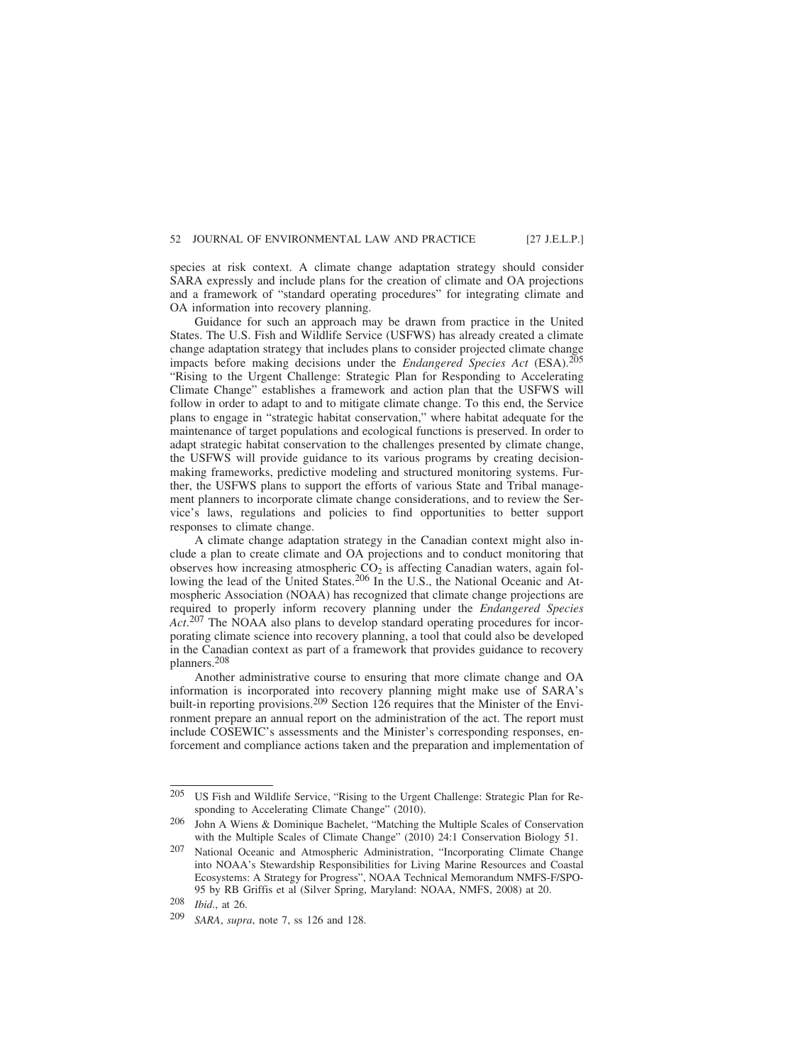species at risk context. A climate change adaptation strategy should consider SARA expressly and include plans for the creation of climate and OA projections and a framework of "standard operating procedures" for integrating climate and OA information into recovery planning.

Guidance for such an approach may be drawn from practice in the United States. The U.S. Fish and Wildlife Service (USFWS) has already created a climate change adaptation strategy that includes plans to consider projected climate change impacts before making decisions under the *Endangered Species Act* (ESA).[205] "Rising to the Urgent Challenge: Strategic Plan for Responding to Accelerating Climate Change" establishes a framework and action plan that the USFWS will follow in order to adapt to and to mitigate climate change. To this end, the Service plans to engage in "strategic habitat conservation," where habitat adequate for the maintenance of target populations and ecological functions is preserved. In order to adapt strategic habitat conservation to the challenges presented by climate change, the USFWS will provide guidance to its various programs by creating decision-making frameworks, predictive modeling and structured monitoring systems. Further, the USFWS plans to support the efforts of various State and Tribal management planners to incorporate climate change considerations, and to review the Service's laws, regulations and policies to find opportunities to better support responses to climate change.

A climate change adaptation strategy in the Canadian context might also include a plan to create climate and OA projections and to conduct monitoring that observes how increasing atmospheric $CO_2$ is affecting Canadian waters, again following the lead of the United States.[206] In the U.S., the National Oceanic and Atmospheric Association (NOAA) has recognized that climate change projections are required to properly inform recovery planning under the *Endangered Species Act*.[207] The NOAA also plans to develop standard operating procedures for incorporating climate science into recovery planning, a tool that could also be developed in the Canadian context as part of a framework that provides guidance to recovery planners.[208]

Another administrative course to ensuring that more climate change and OA information is incorporated into recovery planning might make use of SARA's built-in reporting provisions.[209] Section 126 requires that the Minister of the Environment prepare an annual report on the administration of the act. The report must include COSEWIC's assessments and the Minister's corresponding responses, enforcement and compliance actions taken and the preparation and implementation of

---

205 US Fish and Wildlife Service, "Rising to the Urgent Challenge: Strategic Plan for Responding to Accelerating Climate Change" (2010).

206 John A Wiens & Dominique Bachelet, "Matching the Multiple Scales of Conservation with the Multiple Scales of Climate Change" (2010) 24:1 Conservation Biology 51.

207 National Oceanic and Atmospheric Administration, "Incorporating Climate Change into NOAA's Stewardship Responsibilities for Living Marine Resources and Coastal Ecosystems: A Strategy for Progress", NOAA Technical Memorandum NMFS-F/SPO-95 by RB Griffis et al (Silver Spring, Maryland: NOAA, NMFS, 2008) at 20.

208 *Ibid*., at 26.

209 *SARA*, *supra*, note 7, ss 126 and 128.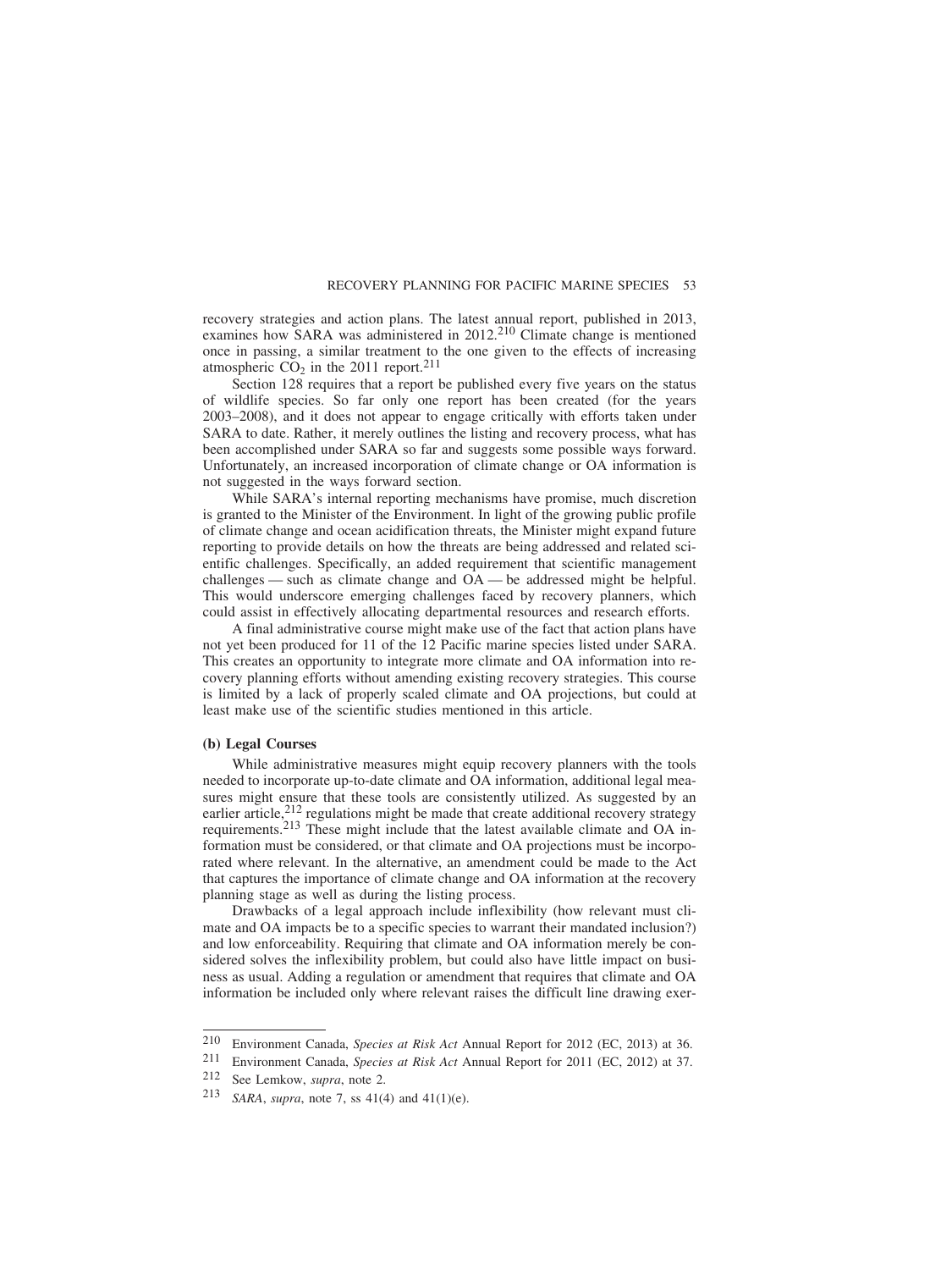recovery strategies and action plans. The latest annual report, published in 2013, examines how SARA was administered in 2012.[210] Climate change is mentioned once in passing, a similar treatment to the one given to the effects of increasing atmospheric $CO_2$ in the 2011 report.[211]

Section 128 requires that a report be published every five years on the status of wildlife species. So far only one report has been created (for the years 2003–2008), and it does not appear to engage critically with efforts taken under SARA to date. Rather, it merely outlines the listing and recovery process, what has been accomplished under SARA so far and suggests some possible ways forward. Unfortunately, an increased incorporation of climate change or OA information is not suggested in the ways forward section.

While SARA's internal reporting mechanisms have promise, much discretion is granted to the Minister of the Environment. In light of the growing public profile of climate change and ocean acidification threats, the Minister might expand future reporting to provide details on how the threats are being addressed and related scientific challenges. Specifically, an added requirement that scientific management challenges — such as climate change and OA — be addressed might be helpful. This would underscore emerging challenges faced by recovery planners, which could assist in effectively allocating departmental resources and research efforts.

A final administrative course might make use of the fact that action plans have not yet been produced for 11 of the 12 Pacific marine species listed under SARA. This creates an opportunity to integrate more climate and OA information into recovery planning efforts without amending existing recovery strategies. This course is limited by a lack of properly scaled climate and OA projections, but could at least make use of the scientific studies mentioned in this article.

### (b) Legal Courses

While administrative measures might equip recovery planners with the tools needed to incorporate up-to-date climate and OA information, additional legal measures might ensure that these tools are consistently utilized. As suggested by an earlier article,[212] regulations might be made that create additional recovery strategy requirements.[213] These might include that the latest available climate and OA information must be considered, or that climate and OA projections must be incorporated where relevant. In the alternative, an amendment could be made to the Act that captures the importance of climate change and OA information at the recovery planning stage as well as during the listing process.

Drawbacks of a legal approach include inflexibility (how relevant must climate and OA impacts be to a specific species to warrant their mandated inclusion?) and low enforceability. Requiring that climate and OA information merely be considered solves the inflexibility problem, but could also have little impact on business as usual. Adding a regulation or amendment that requires that climate and OA information be included only where relevant raises the difficult line drawing exer-

---

210 Environment Canada, *Species at Risk Act* Annual Report for 2012 (EC, 2013) at 36.

211 Environment Canada, *Species at Risk Act* Annual Report for 2011 (EC, 2012) at 37.

212 See Lemkow, *supra*, note 2.

213 *SARA*, *supra*, note 7, ss 41(4) and 41(1)(e).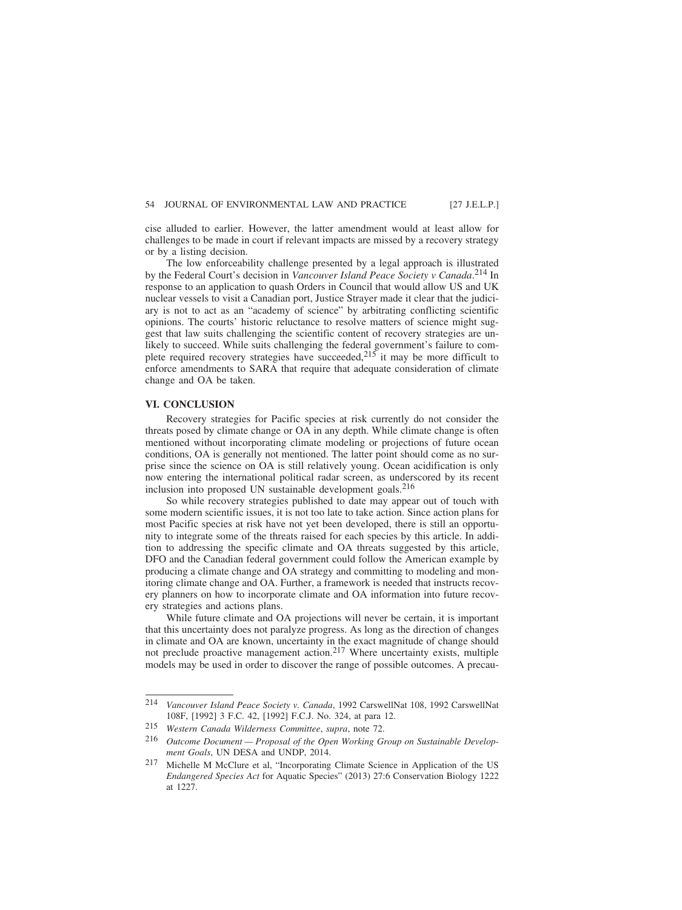cise alluded to earlier. However, the latter amendment would at least allow for challenges to be made in court if relevant impacts are missed by a recovery strategy or by a listing decision.

The low enforceability challenge presented by a legal approach is illustrated by the Federal Court's decision in *Vancouver Island Peace Society v Canada*.[214] In response to an application to quash Orders in Council that would allow US and UK nuclear vessels to visit a Canadian port, Justice Strayer made it clear that the judiciary is not to act as an "academy of science" by arbitrating conflicting scientific opinions. The courts' historic reluctance to resolve matters of science might suggest that law suits challenging the scientific content of recovery strategies are unlikely to succeed. While suits challenging the federal government's failure to complete required recovery strategies have succeeded,[215] it may be more difficult to enforce amendments to SARA that require that adequate consideration of climate change and OA be taken.

## VI. CONCLUSION

Recovery strategies for Pacific species at risk currently do not consider the threats posed by climate change or OA in any depth. While climate change is often mentioned without incorporating climate modeling or projections of future ocean conditions, OA is generally not mentioned. The latter point should come as no surprise since the science on OA is still relatively young. Ocean acidification is only now entering the international political radar screen, as underscored by its recent inclusion into proposed UN sustainable development goals.[216]

So while recovery strategies published to date may appear out of touch with some modern scientific issues, it is not too late to take action. Since action plans for most Pacific species at risk have not yet been developed, there is still an opportunity to integrate some of the threats raised for each species by this article. In addition to addressing the specific climate and OA threats suggested by this article, DFO and the Canadian federal government could follow the American example by producing a climate change and OA strategy and committing to modeling and monitoring climate change and OA. Further, a framework is needed that instructs recovery planners on how to incorporate climate and OA information into future recovery strategies and actions plans.

While future climate and OA projections will never be certain, it is important that this uncertainty does not paralyze progress. As long as the direction of changes in climate and OA are known, uncertainty in the exact magnitude of change should not preclude proactive management action.[217] Where uncertainty exists, multiple models may be used in order to discover the range of possible outcomes. A precau-

---

214 *Vancouver Island Peace Society v. Canada*, 1992 CarswellNat 108, 1992 CarswellNat 108F, [1992] 3 F.C. 42, [1992] F.C.J. No. 324, at para 12.

215 *Western Canada Wilderness Committee*, *supra*, note 72.

216 *Outcome Document — Proposal of the Open Working Group on Sustainable Development Goals*, UN DESA and UNDP, 2014.

217 Michelle M McClure et al, "Incorporating Climate Science in Application of the US *Endangered Species Act* for Aquatic Species" (2013) 27:6 Conservation Biology 1222 at 1227.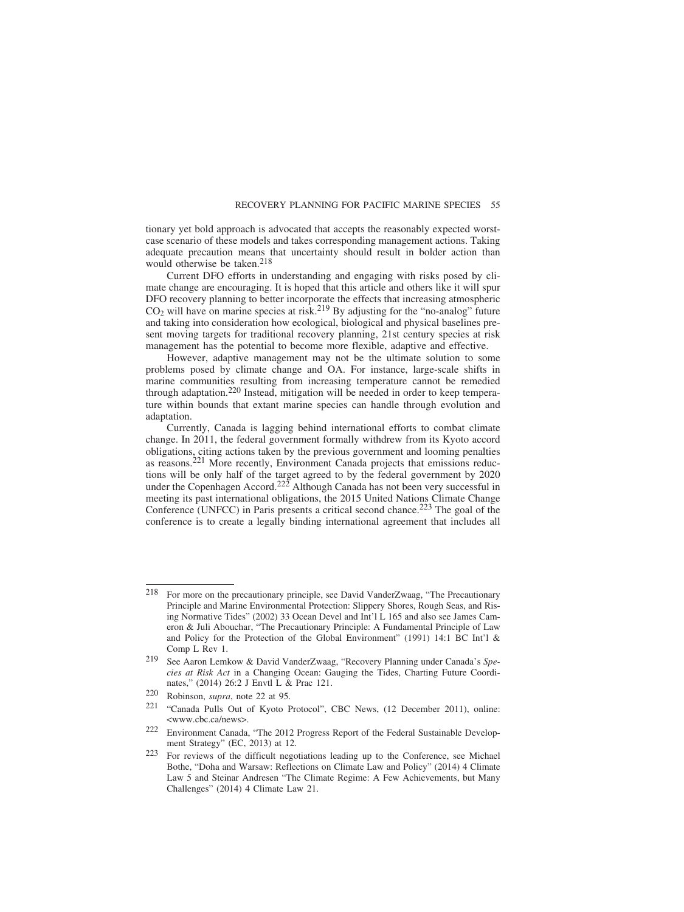tionary yet bold approach is advocated that accepts the reasonably expected worst-case scenario of these models and takes corresponding management actions. Taking adequate precaution means that uncertainty should result in bolder action than would otherwise be taken.[218]

Current DFO efforts in understanding and engaging with risks posed by climate change are encouraging. It is hoped that this article and others like it will spur DFO recovery planning to better incorporate the effects that increasing atmospheric $CO_2$ will have on marine species at risk.[219] By adjusting for the "no-analog" future and taking into consideration how ecological, biological and physical baselines present moving targets for traditional recovery planning, 21st century species at risk management has the potential to become more flexible, adaptive and effective.

However, adaptive management may not be the ultimate solution to some problems posed by climate change and OA. For instance, large-scale shifts in marine communities resulting from increasing temperature cannot be remedied through adaptation.[220] Instead, mitigation will be needed in order to keep temperature within bounds that extant marine species can handle through evolution and adaptation.

Currently, Canada is lagging behind international efforts to combat climate change. In 2011, the federal government formally withdrew from its Kyoto accord obligations, citing actions taken by the previous government and looming penalties as reasons.[221] More recently, Environment Canada projects that emissions reductions will be only half of the target agreed to by the federal government by 2020 under the Copenhagen Accord.[222] Although Canada has not been very successful in meeting its past international obligations, the 2015 United Nations Climate Change Conference (UNFCC) in Paris presents a critical second chance.[223] The goal of the conference is to create a legally binding international agreement that includes all

---

[218] For more on the precautionary principle, see David VanderZwaag, "The Precautionary Principle and Marine Environmental Protection: Slippery Shores, Rough Seas, and Rising Normative Tides" (2002) 33 Ocean Devel and Int'l L 165 and also see James Cameron & Juli Abouchar, "The Precautionary Principle: A Fundamental Principle of Law and Policy for the Protection of the Global Environment" (1991) 14:1 BC Int'l & Comp L Rev 1.

[219] See Aaron Lemkow & David VanderZwaag, "Recovery Planning under Canada's *Species at Risk Act* in a Changing Ocean: Gauging the Tides, Charting Future Coordinates," (2014) 26:2 J Envtl L & Prac 121.

[220] Robinson, *supra*, note 22 at 95.

[221] "Canada Pulls Out of Kyoto Protocol", CBC News, (12 December 2011), online: <www.cbc.ca/news>.

[222] Environment Canada, "The 2012 Progress Report of the Federal Sustainable Development Strategy" (EC, 2013) at 12.

[223] For reviews of the difficult negotiations leading up to the Conference, see Michael Bothe, "Doha and Warsaw: Reflections on Climate Law and Policy" (2014) 4 Climate Law 5 and Steinar Andresen "The Climate Regime: A Few Achievements, but Many Challenges" (2014) 4 Climate Law 21.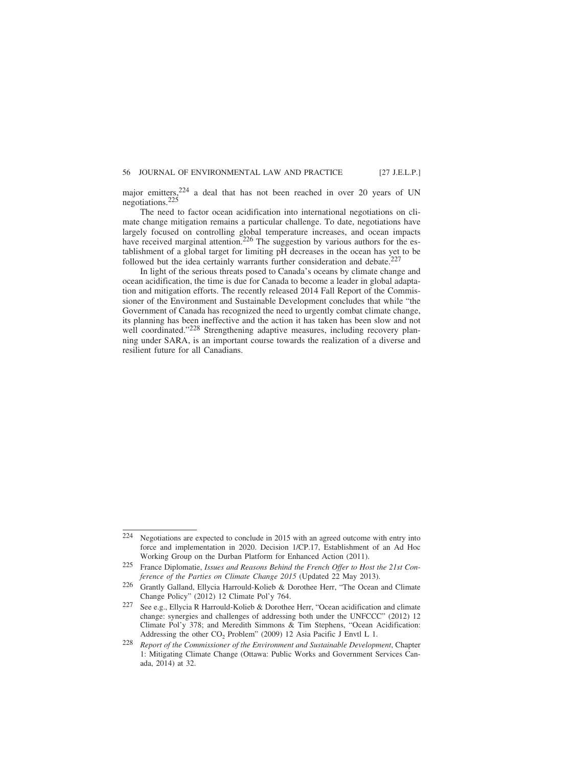major emitters,[224] a deal that has not been reached in over 20 years of UN negotiations.[225]

The need to factor ocean acidification into international negotiations on climate change mitigation remains a particular challenge. To date, negotiations have largely focused on controlling global temperature increases, and ocean impacts have received marginal attention.[226] The suggestion by various authors for the establishment of a global target for limiting pH decreases in the ocean has yet to be followed but the idea certainly warrants further consideration and debate.[227]

In light of the serious threats posed to Canada's oceans by climate change and ocean acidification, the time is due for Canada to become a leader in global adaptation and mitigation efforts. The recently released 2014 Fall Report of the Commissioner of the Environment and Sustainable Development concludes that while "the Government of Canada has recognized the need to urgently combat climate change, its planning has been ineffective and the action it has taken has been slow and not well coordinated."[228] Strengthening adaptive measures, including recovery planning under SARA, is an important course towards the realization of a diverse and resilient future for all Canadians.

---

224 Negotiations are expected to conclude in 2015 with an agreed outcome with entry into force and implementation in 2020. Decision 1/CP.17, Establishment of an Ad Hoc Working Group on the Durban Platform for Enhanced Action (2011).

225 France Diplomatie, *Issues and Reasons Behind the French Offer to Host the 21st Conference of the Parties on Climate Change 2015* (Updated 22 May 2013).

226 Grantly Galland, Ellycia Harrould-Kolieb & Dorothee Herr, "The Ocean and Climate Change Policy" (2012) 12 Climate Pol'y 764.

227 See e.g., Ellycia R Harrould-Kolieb & Dorothee Herr, "Ocean acidification and climate change: synergies and challenges of addressing both under the UNFCCC" (2012) 12 Climate Pol'y 378; and Meredith Simmons & Tim Stephens, "Ocean Acidification: Addressing the other $CO_2$ Problem" (2009) 12 Asia Pacific J Envtl L 1.

228 *Report of the Commissioner of the Environment and Sustainable Development*, Chapter 1: Mitigating Climate Change (Ottawa: Public Works and Government Services Canada, 2014) at 32.